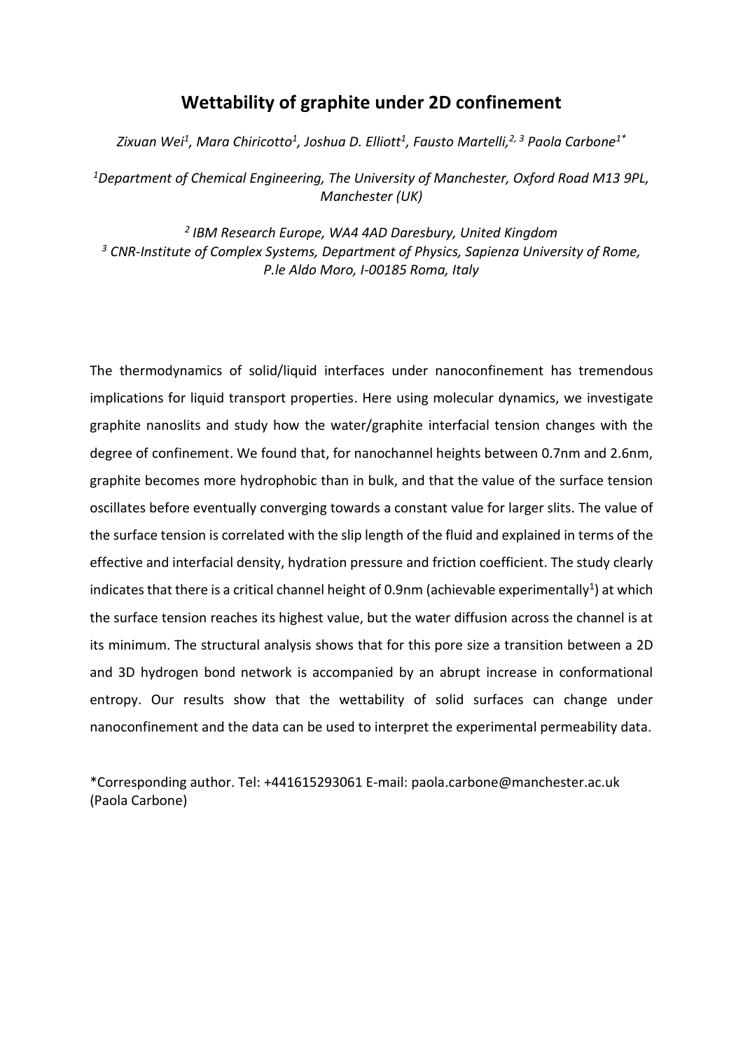# Wettability of graphite under 2D confinement

*Zixuan Wei[1], Mara Chiricotto[1], Joshua D. Elliott[1], Fausto Martelli,[2, 3] Paola Carbone[1*]*

*[1]Department of Chemical Engineering, The University of Manchester, Oxford Road M13 9PL, Manchester (UK)*

*[2] IBM Research Europe, WA4 4AD Daresbury, United Kingdom*
*[3] CNR-Institute of Complex Systems, Department of Physics, Sapienza University of Rome, P.le Aldo Moro, I-00185 Roma, Italy*

The thermodynamics of solid/liquid interfaces under nanoconfinement has tremendous implications for liquid transport properties. Here using molecular dynamics, we investigate graphite nanoslits and study how the water/graphite interfacial tension changes with the degree of confinement. We found that, for nanochannel heights between 0.7nm and 2.6nm, graphite becomes more hydrophobic than in bulk, and that the value of the surface tension oscillates before eventually converging towards a constant value for larger slits. The value of the surface tension is correlated with the slip length of the fluid and explained in terms of the effective and interfacial density, hydration pressure and friction coefficient. The study clearly indicates that there is a critical channel height of 0.9nm (achievable experimentally[1]) at which the surface tension reaches its highest value, but the water diffusion across the channel is at its minimum. The structural analysis shows that for this pore size a transition between a 2D and 3D hydrogen bond network is accompanied by an abrupt increase in conformational entropy. Our results show that the wettability of solid surfaces can change under nanoconfinement and the data can be used to interpret the experimental permeability data.

*Corresponding author. Tel: +441615293061 E-mail: paola.carbone@manchester.ac.uk (Paola Carbone)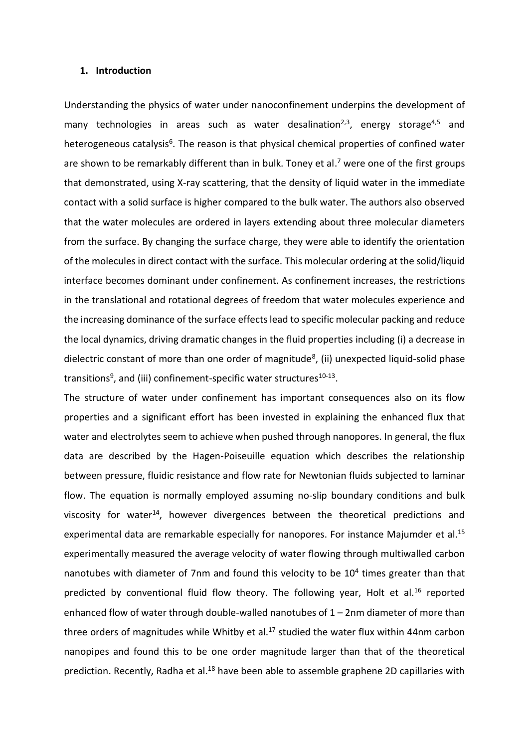## 1. Introduction

Understanding the physics of water under nanoconfinement underpins the development of many technologies in areas such as water desalination[2,3], energy storage[4,5] and heterogeneous catalysis[6]. The reason is that physical chemical properties of confined water are shown to be remarkably different than in bulk. Toney et al.[7] were one of the first groups that demonstrated, using X-ray scattering, that the density of liquid water in the immediate contact with a solid surface is higher compared to the bulk water. The authors also observed that the water molecules are ordered in layers extending about three molecular diameters from the surface. By changing the surface charge, they were able to identify the orientation of the molecules in direct contact with the surface. This molecular ordering at the solid/liquid interface becomes dominant under confinement. As confinement increases, the restrictions in the translational and rotational degrees of freedom that water molecules experience and the increasing dominance of the surface effects lead to specific molecular packing and reduce the local dynamics, driving dramatic changes in the fluid properties including (i) a decrease in dielectric constant of more than one order of magnitude[8], (ii) unexpected liquid-solid phase transitions[9], and (iii) confinement-specific water structures[10-13].

The structure of water under confinement has important consequences also on its flow properties and a significant effort has been invested in explaining the enhanced flux that water and electrolytes seem to achieve when pushed through nanopores. In general, the flux data are described by the Hagen-Poiseuille equation which describes the relationship between pressure, fluidic resistance and flow rate for Newtonian fluids subjected to laminar flow. The equation is normally employed assuming no-slip boundary conditions and bulk viscosity for water[14], however divergences between the theoretical predictions and experimental data are remarkable especially for nanopores. For instance Majumder et al.[15] experimentally measured the average velocity of water flowing through multiwalled carbon nanotubes with diameter of 7nm and found this velocity to be $10^4$ times greater than that predicted by conventional fluid flow theory. The following year, Holt et al.[16] reported enhanced flow of water through double-walled nanotubes of 1 – 2nm diameter of more than three orders of magnitudes while Whitby et al.[17] studied the water flux within 44nm carbon nanopipes and found this to be one order magnitude larger than that of the theoretical prediction. Recently, Radha et al.[18] have been able to assemble graphene 2D capillaries with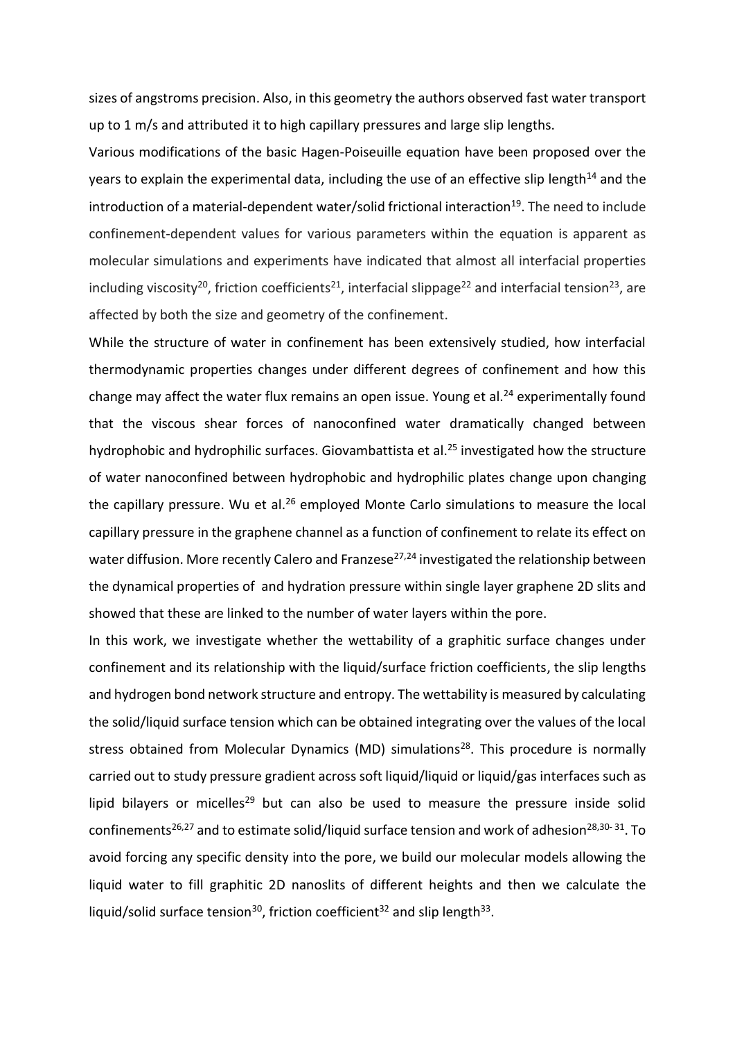sizes of angstroms precision. Also, in this geometry the authors observed fast water transport up to 1 m/s and attributed it to high capillary pressures and large slip lengths.

Various modifications of the basic Hagen-Poiseuille equation have been proposed over the years to explain the experimental data, including the use of an effective slip length[14] and the introduction of a material-dependent water/solid frictional interaction[19]. The need to include confinement-dependent values for various parameters within the equation is apparent as molecular simulations and experiments have indicated that almost all interfacial properties including viscosity[20], friction coefficients[21], interfacial slippage[22] and interfacial tension[23], are affected by both the size and geometry of the confinement.

While the structure of water in confinement has been extensively studied, how interfacial thermodynamic properties changes under different degrees of confinement and how this change may affect the water flux remains an open issue. Young et al.[24] experimentally found that the viscous shear forces of nanoconfined water dramatically changed between hydrophobic and hydrophilic surfaces. Giovambattista et al.[25] investigated how the structure of water nanoconfined between hydrophobic and hydrophilic plates change upon changing the capillary pressure. Wu et al.[26] employed Monte Carlo simulations to measure the local capillary pressure in the graphene channel as a function of confinement to relate its effect on water diffusion. More recently Calero and Franzese[27,24] investigated the relationship between the dynamical properties of  and hydration pressure within single layer graphene 2D slits and showed that these are linked to the number of water layers within the pore.

In this work, we investigate whether the wettability of a graphitic surface changes under confinement and its relationship with the liquid/surface friction coefficients, the slip lengths and hydrogen bond network structure and entropy. The wettability is measured by calculating the solid/liquid surface tension which can be obtained integrating over the values of the local stress obtained from Molecular Dynamics (MD) simulations[28]. This procedure is normally carried out to study pressure gradient across soft liquid/liquid or liquid/gas interfaces such as lipid bilayers or micelles[29] but can also be used to measure the pressure inside solid confinements[26,27] and to estimate solid/liquid surface tension and work of adhesion[28,30-31]. To avoid forcing any specific density into the pore, we build our molecular models allowing the liquid water to fill graphitic 2D nanoslits of different heights and then we calculate the liquid/solid surface tension[30], friction coefficient[32] and slip length[33].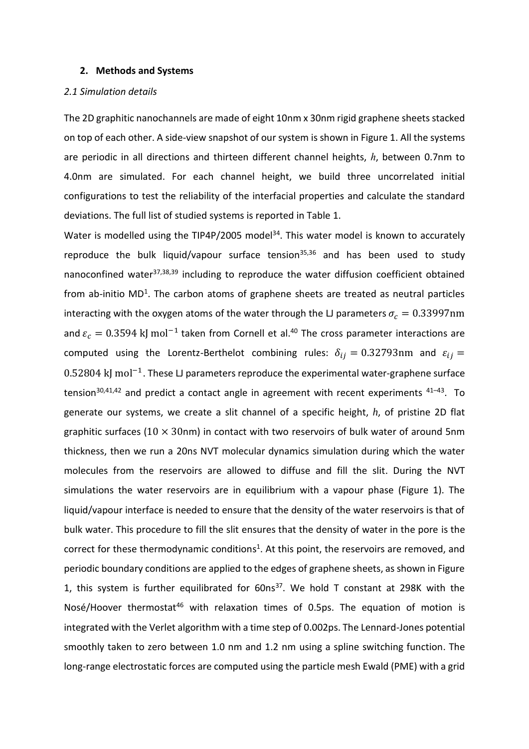## 2. Methods and Systems

### *2.1 Simulation details*

The 2D graphitic nanochannels are made of eight 10nm x 30nm rigid graphene sheets stacked on top of each other. A side-view snapshot of our system is shown in Figure 1. All the systems are periodic in all directions and thirteen different channel heights, $h$, between 0.7nm to 4.0nm are simulated. For each channel height, we build three uncorrelated initial configurations to test the reliability of the interfacial properties and calculate the standard deviations. The full list of studied systems is reported in Table 1.

Water is modelled using the TIP4P/2005 model[34]. This water model is known to accurately reproduce the bulk liquid/vapour surface tension[35,36] and has been used to study nanoconfined water[37,38,39] including to reproduce the water diffusion coefficient obtained from ab-initio MD[1]. The carbon atoms of graphene sheets are treated as neutral particles interacting with the oxygen atoms of the water through the LJ parameters $\sigma_c = 0.33997\text{nm}$ and $\varepsilon_c = 0.3594\ \text{kJ mol}^{-1}$ taken from Cornell et al.[40] The cross parameter interactions are computed using the Lorentz-Berthelot combining rules: $\delta_{ij} = 0.32793\text{nm}$ and $\varepsilon_{ij} = 0.52804\ \text{kJ mol}^{-1}$. These LJ parameters reproduce the experimental water-graphene surface tension[30,41,42] and predict a contact angle in agreement with recent experiments [41–43]. To generate our systems, we create a slit channel of a specific height, $h$, of pristine 2D flat graphitic surfaces ($10 \times 30$nm) in contact with two reservoirs of bulk water of around 5nm thickness, then we run a 20ns NVT molecular dynamics simulation during which the water molecules from the reservoirs are allowed to diffuse and fill the slit. During the NVT simulations the water reservoirs are in equilibrium with a vapour phase (Figure 1). The liquid/vapour interface is needed to ensure that the density of the water reservoirs is that of bulk water. This procedure to fill the slit ensures that the density of water in the pore is the correct for these thermodynamic conditions[1]. At this point, the reservoirs are removed, and periodic boundary conditions are applied to the edges of graphene sheets, as shown in Figure 1, this system is further equilibrated for 60ns[37]. We hold T constant at 298K with the Nosé/Hoover thermostat[46] with relaxation times of 0.5ps. The equation of motion is integrated with the Verlet algorithm with a time step of 0.002ps. The Lennard-Jones potential smoothly taken to zero between 1.0 nm and 1.2 nm using a spline switching function. The long-range electrostatic forces are computed using the particle mesh Ewald (PME) with a grid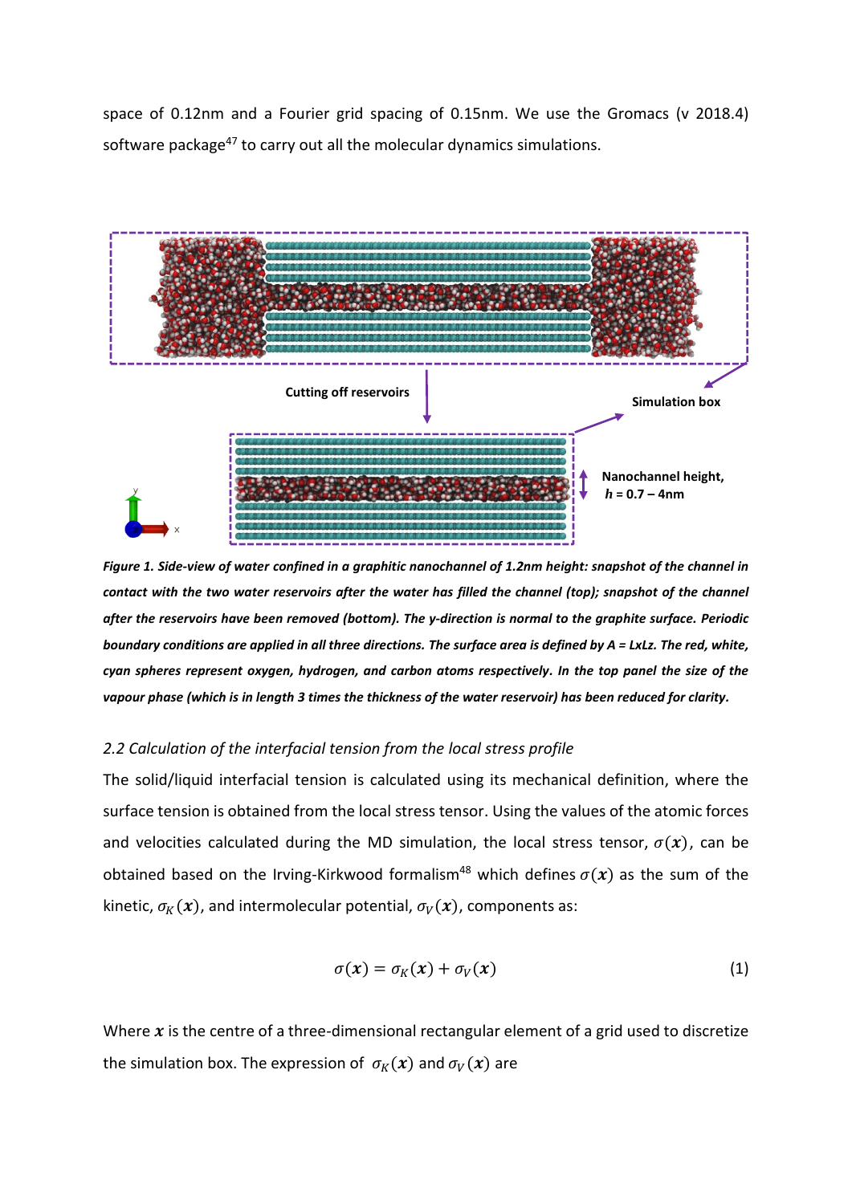space of 0.12nm and a Fourier grid spacing of 0.15nm. We use the Gromacs (v 2018.4) software package[47] to carry out all the molecular dynamics simulations.

***Figure 1. Side-view of water confined in a graphitic nanochannel of 1.2nm height: snapshot of the channel in contact with the two water reservoirs after the water has filled the channel (top); snapshot of the channel after the reservoirs have been removed (bottom). The y-direction is normal to the graphite surface. Periodic boundary conditions are applied in all three directions. The surface area is defined by A = LxLz. The red, white, cyan spheres represent oxygen, hydrogen, and carbon atoms respectively. In the top panel the size of the vapour phase (which is in length 3 times the thickness of the water reservoir) has been reduced for clarity.***

### *2.2 Calculation of the interfacial tension from the local stress profile*

The solid/liquid interfacial tension is calculated using its mechanical definition, where the surface tension is obtained from the local stress tensor. Using the values of the atomic forces and velocities calculated during the MD simulation, the local stress tensor, $\sigma(\boldsymbol{x})$, can be obtained based on the Irving-Kirkwood formalism[48] which defines $\sigma(\boldsymbol{x})$ as the sum of the kinetic, $\sigma_K(\boldsymbol{x})$, and intermolecular potential, $\sigma_V(\boldsymbol{x})$, components as:

$$\sigma(\boldsymbol{x}) = \sigma_K(\boldsymbol{x}) + \sigma_V(\boldsymbol{x}) \tag{1}$$

Where $\boldsymbol{x}$ is the centre of a three-dimensional rectangular element of a grid used to discretize the simulation box. The expression of $\sigma_K(\boldsymbol{x})$ and $\sigma_V(\boldsymbol{x})$ are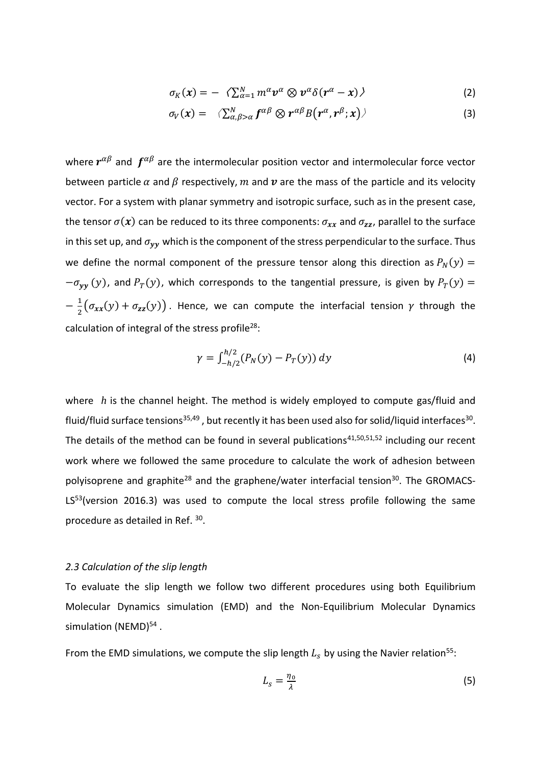$$\sigma_K(\boldsymbol{x}) = - \left\langle \sum_{\alpha=1}^{N} m^{\alpha} \boldsymbol{v}^{\alpha} \otimes \boldsymbol{v}^{\alpha} \delta(\boldsymbol{r}^{\alpha} - \boldsymbol{x}) \right\rangle \tag{2}$$

$$\sigma_V(\boldsymbol{x}) = \left\langle \sum_{\alpha,\beta>\alpha}^{N} \boldsymbol{f}^{\alpha\beta} \otimes \boldsymbol{r}^{\alpha\beta} B\left(\boldsymbol{r}^{\alpha}, \boldsymbol{r}^{\beta}; \boldsymbol{x}\right) \right\rangle \tag{3}$$

where $\boldsymbol{r}^{\alpha\beta}$ and $\boldsymbol{f}^{\alpha\beta}$ are the intermolecular position vector and intermolecular force vector between particle $\alpha$ and $\beta$ respectively, $m$ and $\boldsymbol{v}$ are the mass of the particle and its velocity vector. For a system with planar symmetry and isotropic surface, such as in the present case, the tensor $\sigma(\boldsymbol{x})$ can be reduced to its three components: $\sigma_{\boldsymbol{xx}}$ and $\sigma_{\boldsymbol{zz}}$, parallel to the surface in this set up, and $\sigma_{\boldsymbol{yy}}$ which is the component of the stress perpendicular to the surface. Thus we define the normal component of the pressure tensor along this direction as $P_N(y) = -\sigma_{\boldsymbol{yy}}(y)$, and $P_T(y)$, which corresponds to the tangential pressure, is given by $P_T(y) = -\frac{1}{2}\left(\sigma_{\boldsymbol{xx}}(y) + \sigma_{\boldsymbol{zz}}(y)\right)$. Hence, we can compute the interfacial tension $\gamma$ through the calculation of integral of the stress profile[28]:

$$\gamma = \int_{-h/2}^{h/2} (P_N(y) - P_T(y))\, dy \tag{4}$$

where $h$ is the channel height. The method is widely employed to compute gas/fluid and fluid/fluid surface tensions[35,49], but recently it has been used also for solid/liquid interfaces[30]. The details of the method can be found in several publications[41,50,51,52] including our recent work where we followed the same procedure to calculate the work of adhesion between polyisoprene and graphite[28] and the graphene/water interfacial tension[30]. The GROMACS-LS[53](version 2016.3) was used to compute the local stress profile following the same procedure as detailed in Ref. [30].

### *2.3 Calculation of the slip length*

To evaluate the slip length we follow two different procedures using both Equilibrium Molecular Dynamics simulation (EMD) and the Non-Equilibrium Molecular Dynamics simulation (NEMD)[54].

From the EMD simulations, we compute the slip length $L_s$ by using the Navier relation[55]:

$$L_s = \frac{\eta_0}{\lambda} \tag{5}$$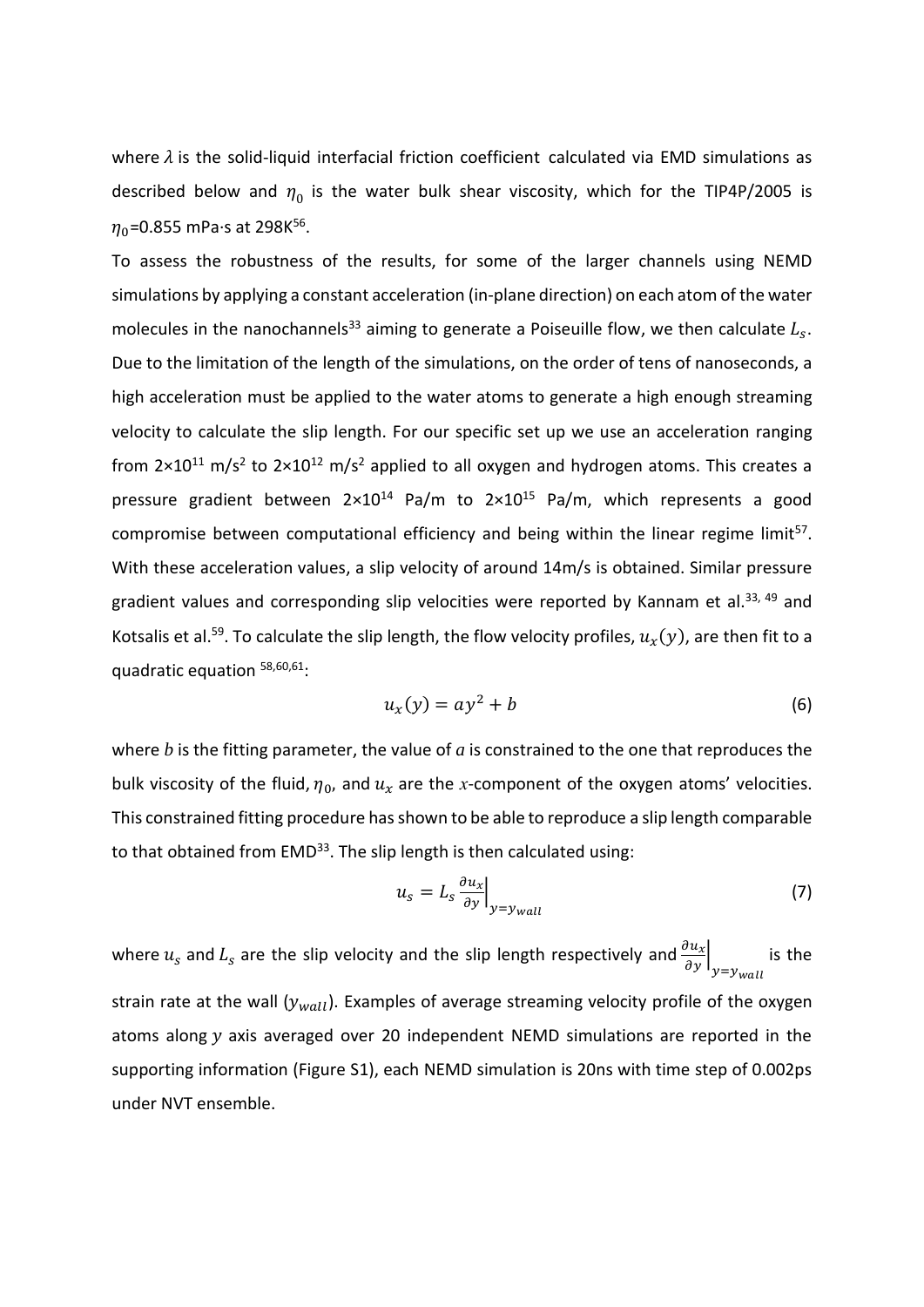where $\lambda$ is the solid-liquid interfacial friction coefficient calculated via EMD simulations as described below and $\eta_0$ is the water bulk shear viscosity, which for the TIP4P/2005 is $\eta_0$=0.855 mPa·s at 298K[56].

To assess the robustness of the results, for some of the larger channels using NEMD simulations by applying a constant acceleration (in-plane direction) on each atom of the water molecules in the nanochannels[33] aiming to generate a Poiseuille flow, we then calculate $L_s$. Due to the limitation of the length of the simulations, on the order of tens of nanoseconds, a high acceleration must be applied to the water atoms to generate a high enough streaming velocity to calculate the slip length. For our specific set up we use an acceleration ranging from $2\times10^{11}$ m/s$^2$ to $2\times10^{12}$ m/s$^2$ applied to all oxygen and hydrogen atoms. This creates a pressure gradient between $2\times10^{14}$ Pa/m to $2\times10^{15}$ Pa/m, which represents a good compromise between computational efficiency and being within the linear regime limit[57]. With these acceleration values, a slip velocity of around 14m/s is obtained. Similar pressure gradient values and corresponding slip velocities were reported by Kannam et al.[33, 49] and Kotsalis et al.[59]. To calculate the slip length, the flow velocity profiles, $u_x(y)$, are then fit to a quadratic equation [58,60,61]:

$$u_x(y) = ay^2 + b \tag{6}$$

where $b$ is the fitting parameter, the value of $a$ is constrained to the one that reproduces the bulk viscosity of the fluid, $\eta_0$, and $u_x$ are the $x$-component of the oxygen atoms' velocities. This constrained fitting procedure has shown to be able to reproduce a slip length comparable to that obtained from EMD[33]. The slip length is then calculated using:

$$u_s = L_s \left.\frac{\partial u_x}{\partial y}\right|_{y=y_{wall}} \tag{7}$$

where $u_s$ and $L_s$ are the slip velocity and the slip length respectively and $\left.\frac{\partial u_x}{\partial y}\right|_{y=y_{wall}}$ is the strain rate at the wall ($y_{wall}$). Examples of average streaming velocity profile of the oxygen atoms along $y$ axis averaged over 20 independent NEMD simulations are reported in the supporting information (Figure S1), each NEMD simulation is 20ns with time step of 0.002ps under NVT ensemble.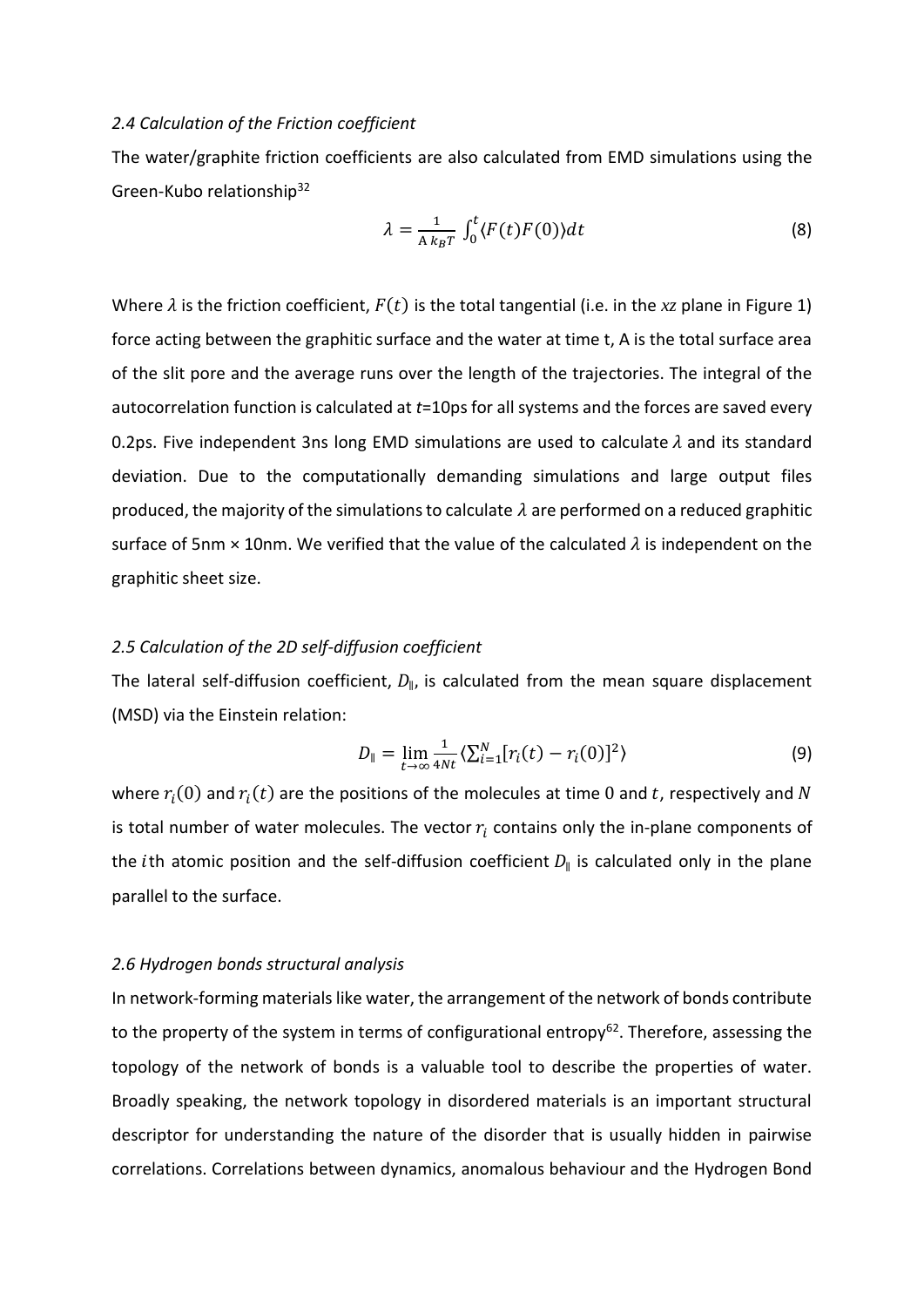### *2.4 Calculation of the Friction coefficient*

The water/graphite friction coefficients are also calculated from EMD simulations using the Green-Kubo relationship[32]

$$\lambda = \frac{1}{\mathrm{A}\, k_B T} \int_0^t \langle F(t)F(0)\rangle dt \tag{8}$$

Where $\lambda$ is the friction coefficient, $F(t)$ is the total tangential (i.e. in the *xz* plane in Figure 1) force acting between the graphitic surface and the water at time t, A is the total surface area of the slit pore and the average runs over the length of the trajectories. The integral of the autocorrelation function is calculated at *t*=10ps for all systems and the forces are saved every 0.2ps. Five independent 3ns long EMD simulations are used to calculate $\lambda$ and its standard deviation. Due to the computationally demanding simulations and large output files produced, the majority of the simulations to calculate $\lambda$ are performed on a reduced graphitic surface of 5nm × 10nm. We verified that the value of the calculated $\lambda$ is independent on the graphitic sheet size.

### *2.5 Calculation of the 2D self-diffusion coefficient*

The lateral self-diffusion coefficient, $D_{\parallel}$, is calculated from the mean square displacement (MSD) via the Einstein relation:

$$D_{\parallel} = \lim_{t\to\infty} \frac{1}{4Nt} \langle \sum_{i=1}^{N} [r_i(t) - r_i(0)]^2 \rangle \tag{9}$$

where $r_i(0)$ and $r_i(t)$ are the positions of the molecules at time 0 and $t$, respectively and $N$ is total number of water molecules. The vector $r_i$ contains only the in-plane components of the $i$th atomic position and the self-diffusion coefficient $D_{\parallel}$ is calculated only in the plane parallel to the surface.

### *2.6 Hydrogen bonds structural analysis*

In network-forming materials like water, the arrangement of the network of bonds contribute to the property of the system in terms of configurational entropy[62]. Therefore, assessing the topology of the network of bonds is a valuable tool to describe the properties of water. Broadly speaking, the network topology in disordered materials is an important structural descriptor for understanding the nature of the disorder that is usually hidden in pairwise correlations. Correlations between dynamics, anomalous behaviour and the Hydrogen Bond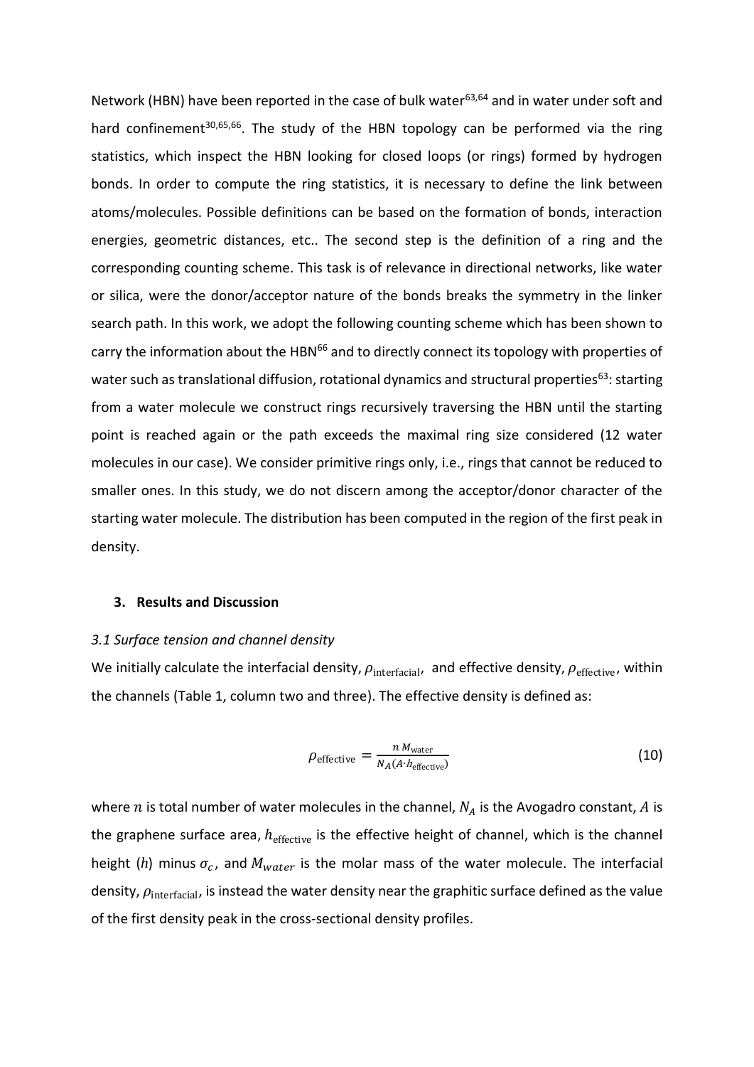Network (HBN) have been reported in the case of bulk water[63,64] and in water under soft and hard confinement[30,65,66]. The study of the HBN topology can be performed via the ring statistics, which inspect the HBN looking for closed loops (or rings) formed by hydrogen bonds. In order to compute the ring statistics, it is necessary to define the link between atoms/molecules. Possible definitions can be based on the formation of bonds, interaction energies, geometric distances, etc.. The second step is the definition of a ring and the corresponding counting scheme. This task is of relevance in directional networks, like water or silica, were the donor/acceptor nature of the bonds breaks the symmetry in the linker search path. In this work, we adopt the following counting scheme which has been shown to carry the information about the HBN[66] and to directly connect its topology with properties of water such as translational diffusion, rotational dynamics and structural properties[63]: starting from a water molecule we construct rings recursively traversing the HBN until the starting point is reached again or the path exceeds the maximal ring size considered (12 water molecules in our case). We consider primitive rings only, i.e., rings that cannot be reduced to smaller ones. In this study, we do not discern among the acceptor/donor character of the starting water molecule. The distribution has been computed in the region of the first peak in density.

## 3. Results and Discussion

### *3.1 Surface tension and channel density*

We initially calculate the interfacial density, $\rho_{\text{interfacial}}$, and effective density, $\rho_{\text{effective}}$, within the channels (Table 1, column two and three). The effective density is defined as:

$$\rho_{\text{effective}} = \frac{n\, M_{\text{water}}}{N_A (A \cdot h_{\text{effective}})} \tag{10}$$

where $n$ is total number of water molecules in the channel, $N_A$ is the Avogadro constant, $A$ is the graphene surface area, $h_{\text{effective}}$ is the effective height of channel, which is the channel height ($h$) minus $\sigma_c$, and $M_{water}$ is the molar mass of the water molecule. The interfacial density, $\rho_{\text{interfacial}}$, is instead the water density near the graphitic surface defined as the value of the first density peak in the cross-sectional density profiles.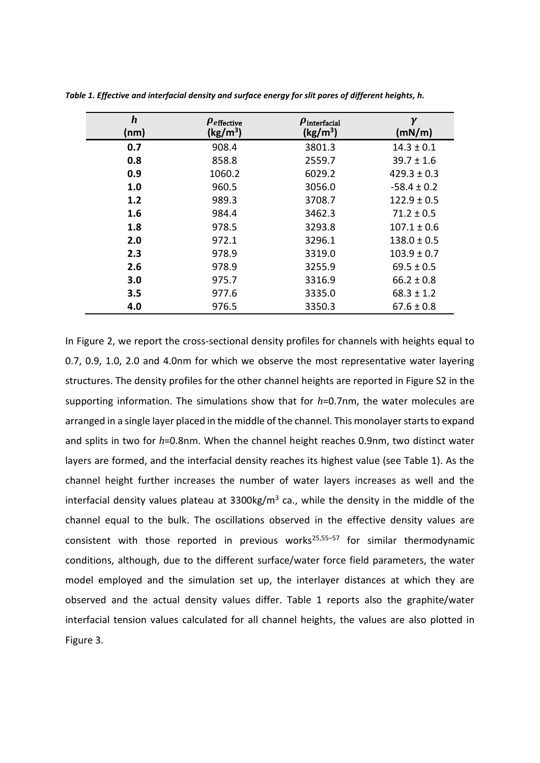*Table 1. Effective and interfacial density and surface energy for slit pores of different heights, h.*

| $h$ (nm) | $\rho_{\text{effective}}$ (kg/m$^3$) | $\rho_{\text{interfacial}}$ (kg/m$^3$) | $\gamma$ (mN/m) |
|---|---|---|---|
| **0.7** | 908.4 | 3801.3 | 14.3 ± 0.1 |
| **0.8** | 858.8 | 2559.7 | 39.7 ± 1.6 |
| **0.9** | 1060.2 | 6029.2 | 429.3 ± 0.3 |
| **1.0** | 960.5 | 3056.0 | -58.4 ± 0.2 |
| **1.2** | 989.3 | 3708.7 | 122.9 ± 0.5 |
| **1.6** | 984.4 | 3462.3 | 71.2 ± 0.5 |
| **1.8** | 978.5 | 3293.8 | 107.1 ± 0.6 |
| **2.0** | 972.1 | 3296.1 | 138.0 ± 0.5 |
| **2.3** | 978.9 | 3319.0 | 103.9 ± 0.7 |
| **2.6** | 978.9 | 3255.9 | 69.5 ± 0.5 |
| **3.0** | 975.7 | 3316.9 | 66.2 ± 0.8 |
| **3.5** | 977.6 | 3335.0 | 68.3 ± 1.2 |
| **4.0** | 976.5 | 3350.3 | 67.6 ± 0.8 |

In Figure 2, we report the cross-sectional density profiles for channels with heights equal to 0.7, 0.9, 1.0, 2.0 and 4.0nm for which we observe the most representative water layering structures. The density profiles for the other channel heights are reported in Figure S2 in the supporting information. The simulations show that for $h$=0.7nm, the water molecules are arranged in a single layer placed in the middle of the channel. This monolayer starts to expand and splits in two for $h$=0.8nm. When the channel height reaches 0.9nm, two distinct water layers are formed, and the interfacial density reaches its highest value (see Table 1). As the channel height further increases the number of water layers increases as well and the interfacial density values plateau at 3300kg/m$^3$ ca., while the density in the middle of the channel equal to the bulk. The oscillations observed in the effective density values are consistent with those reported in previous works[25,55–57] for similar thermodynamic conditions, although, due to the different surface/water force field parameters, the water model employed and the simulation set up, the interlayer distances at which they are observed and the actual density values differ. Table 1 reports also the graphite/water interfacial tension values calculated for all channel heights, the values are also plotted in Figure 3.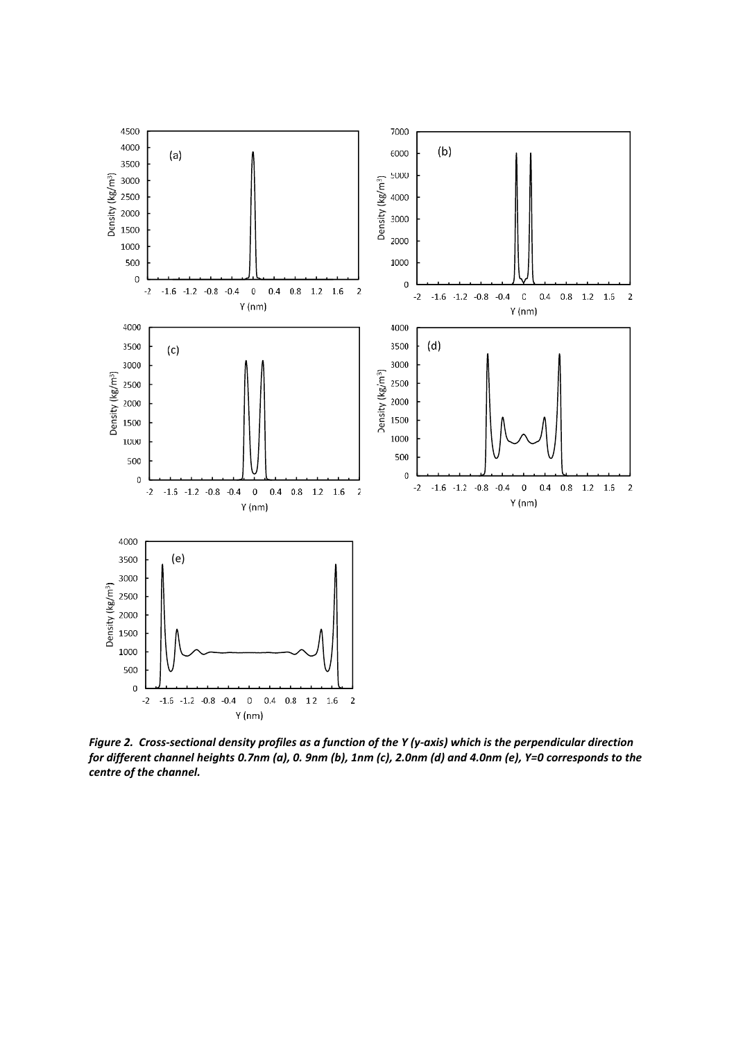*Figure 2. Cross-sectional density profiles as a function of the Y (y-axis) which is the perpendicular direction for different channel heights 0.7nm (a), 0. 9nm (b), 1nm (c), 2.0nm (d) and 4.0nm (e), Y=0 corresponds to the centre of the channel.*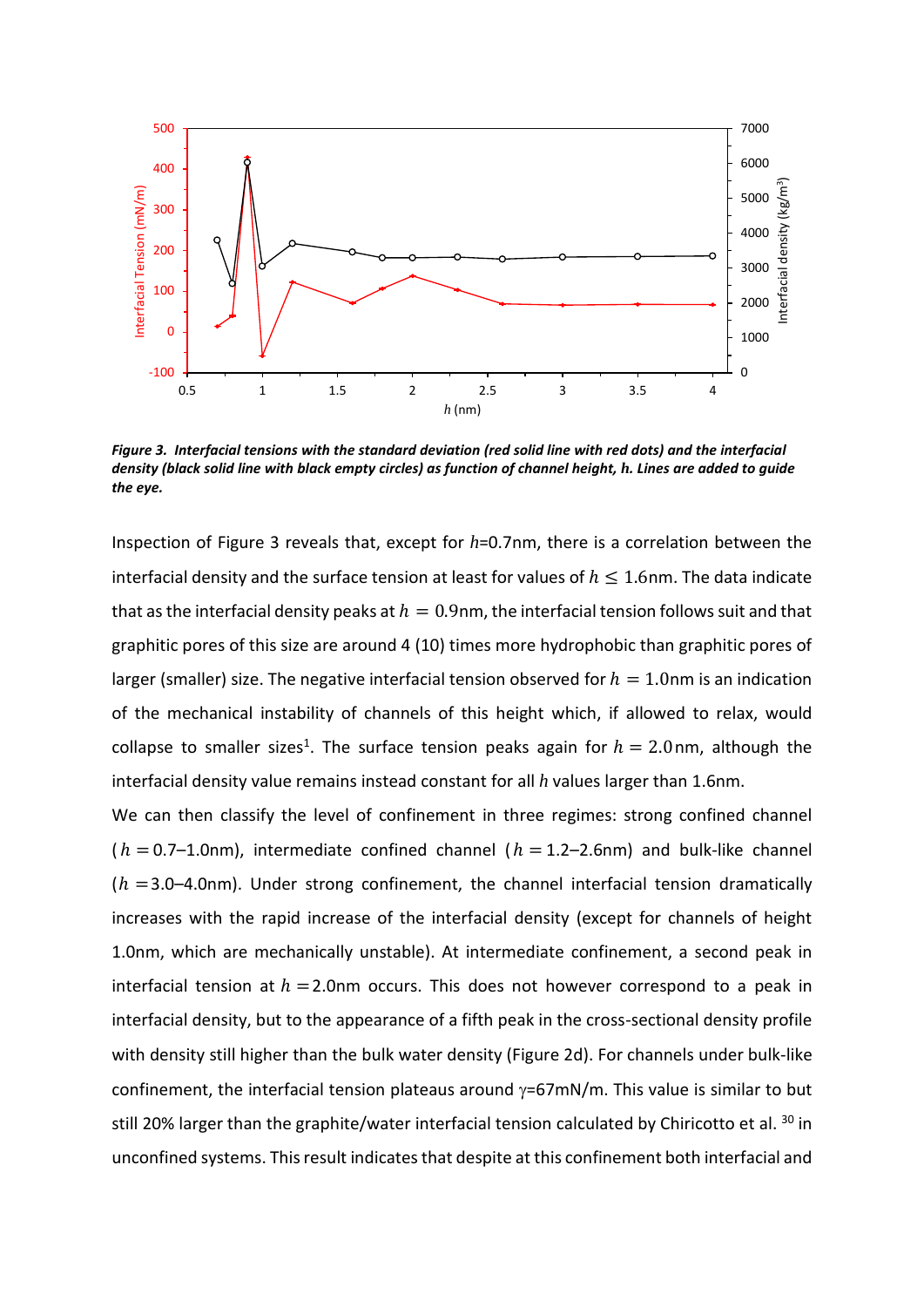***Figure 3. Interfacial tensions with the standard deviation (red solid line with red dots) and the interfacial density (black solid line with black empty circles) as function of channel height, h. Lines are added to guide the eye.***

Inspection of Figure 3 reveals that, except for $h$=0.7nm, there is a correlation between the interfacial density and the surface tension at least for values of $h \leq 1.6$nm. The data indicate that as the interfacial density peaks at $h = 0.9$nm, the interfacial tension follows suit and that graphitic pores of this size are around 4 (10) times more hydrophobic than graphitic pores of larger (smaller) size. The negative interfacial tension observed for $h = 1.0$nm is an indication of the mechanical instability of channels of this height which, if allowed to relax, would collapse to smaller sizes[1]. The surface tension peaks again for $h = 2.0$nm, although the interfacial density value remains instead constant for all $h$ values larger than 1.6nm.

We can then classify the level of confinement in three regimes: strong confined channel ($h$ =0.7–1.0nm), intermediate confined channel ($h$ =1.2–2.6nm) and bulk-like channel ($h$ =3.0–4.0nm). Under strong confinement, the channel interfacial tension dramatically increases with the rapid increase of the interfacial density (except for channels of height 1.0nm, which are mechanically unstable). At intermediate confinement, a second peak in interfacial tension at $h$ =2.0nm occurs. This does not however correspond to a peak in interfacial density, but to the appearance of a fifth peak in the cross-sectional density profile with density still higher than the bulk water density (Figure 2d). For channels under bulk-like confinement, the interfacial tension plateaus around $\gamma$=67mN/m. This value is similar to but still 20% larger than the graphite/water interfacial tension calculated by Chiricotto et al. [30] in unconfined systems. This result indicates that despite at this confinement both interfacial and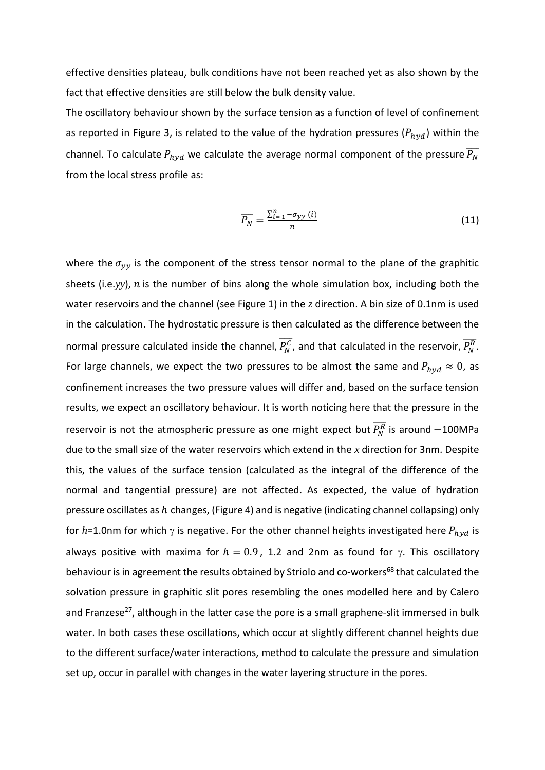effective densities plateau, bulk conditions have not been reached yet as also shown by the fact that effective densities are still below the bulk density value.

The oscillatory behaviour shown by the surface tension as a function of level of confinement as reported in Figure 3, is related to the value of the hydration pressures ($P_{hyd}$) within the channel. To calculate $P_{hyd}$ we calculate the average normal component of the pressure $\overline{P_N}$ from the local stress profile as:

$$\overline{P_N} = \frac{\sum_{i=1}^{n} -\sigma_{yy}\,(i)}{n} \tag{11}$$

where the $\sigma_{yy}$ is the component of the stress tensor normal to the plane of the graphitic sheets (i.e.*yy*), $n$ is the number of bins along the whole simulation box, including both the water reservoirs and the channel (see Figure 1) in the *z* direction. A bin size of 0.1nm is used in the calculation. The hydrostatic pressure is then calculated as the difference between the normal pressure calculated inside the channel, $\overline{P_N^C}$, and that calculated in the reservoir, $\overline{P_N^R}$. For large channels, we expect the two pressures to be almost the same and $P_{hyd} \approx 0$, as confinement increases the two pressure values will differ and, based on the surface tension results, we expect an oscillatory behaviour. It is worth noticing here that the pressure in the reservoir is not the atmospheric pressure as one might expect but $\overline{P_N^R}$ is around $-100$MPa due to the small size of the water reservoirs which extend in the *x* direction for 3nm. Despite this, the values of the surface tension (calculated as the integral of the difference of the normal and tangential pressure) are not affected. As expected, the value of hydration pressure oscillates as $h$ changes, (Figure 4) and is negative (indicating channel collapsing) only for $h$=1.0nm for which $\gamma$ is negative. For the other channel heights investigated here $P_{hyd}$ is always positive with maxima for $h = 0.9$, 1.2 and 2nm as found for $\gamma$. This oscillatory behaviour is in agreement the results obtained by Striolo and co-workers[68] that calculated the solvation pressure in graphitic slit pores resembling the ones modelled here and by Calero and Franzese[27], although in the latter case the pore is a small graphene-slit immersed in bulk water. In both cases these oscillations, which occur at slightly different channel heights due to the different surface/water interactions, method to calculate the pressure and simulation set up, occur in parallel with changes in the water layering structure in the pores.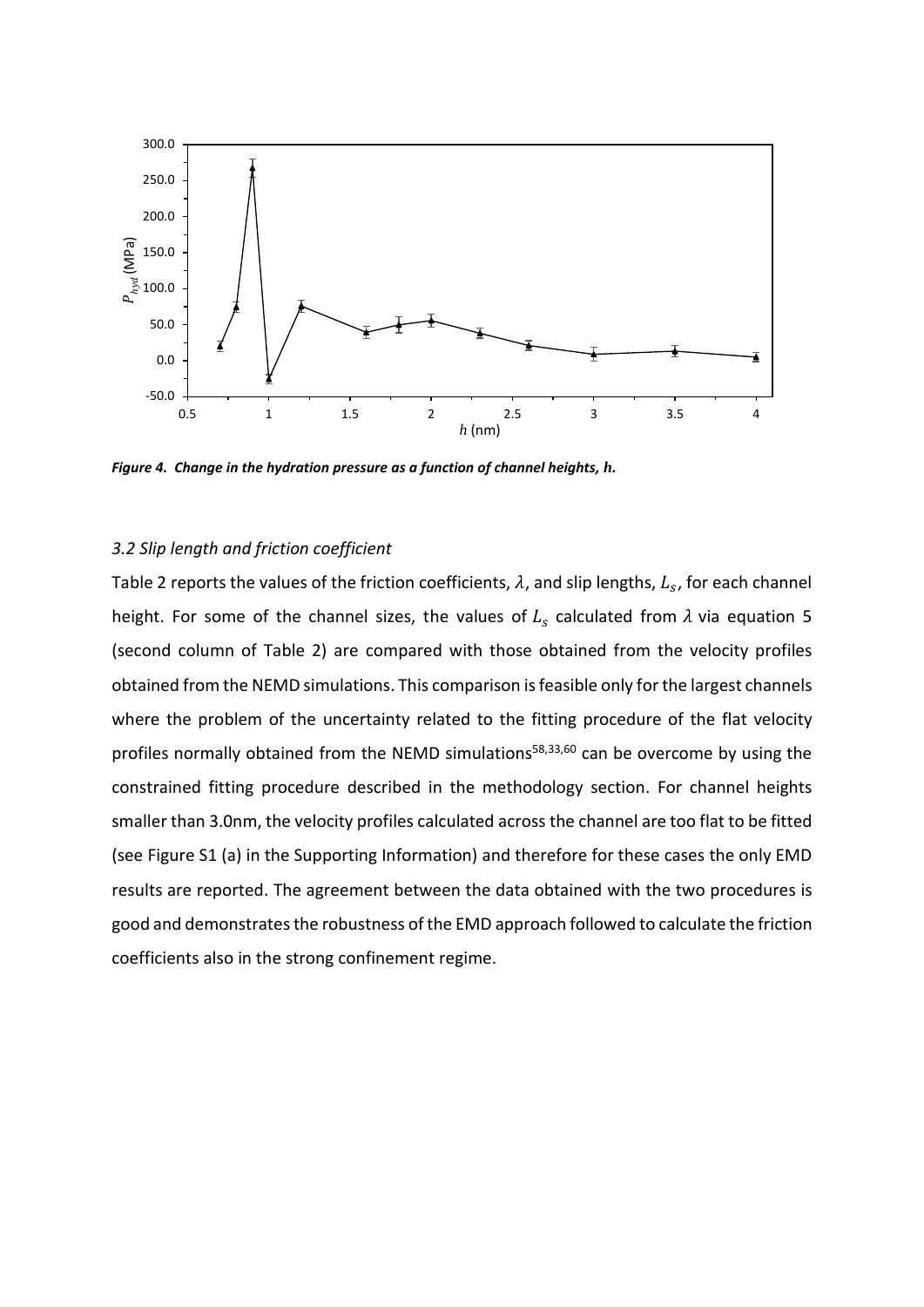*Figure 4. Change in the hydration pressure as a function of channel heights, h.*

### *3.2 Slip length and friction coefficient*

Table 2 reports the values of the friction coefficients, $\lambda$, and slip lengths, $L_s$, for each channel height. For some of the channel sizes, the values of $L_s$ calculated from $\lambda$ via equation 5 (second column of Table 2) are compared with those obtained from the velocity profiles obtained from the NEMD simulations. This comparison is feasible only for the largest channels where the problem of the uncertainty related to the fitting procedure of the flat velocity profiles normally obtained from the NEMD simulations[58,33,60] can be overcome by using the constrained fitting procedure described in the methodology section. For channel heights smaller than 3.0nm, the velocity profiles calculated across the channel are too flat to be fitted (see Figure S1 (a) in the Supporting Information) and therefore for these cases the only EMD results are reported. The agreement between the data obtained with the two procedures is good and demonstrates the robustness of the EMD approach followed to calculate the friction coefficients also in the strong confinement regime.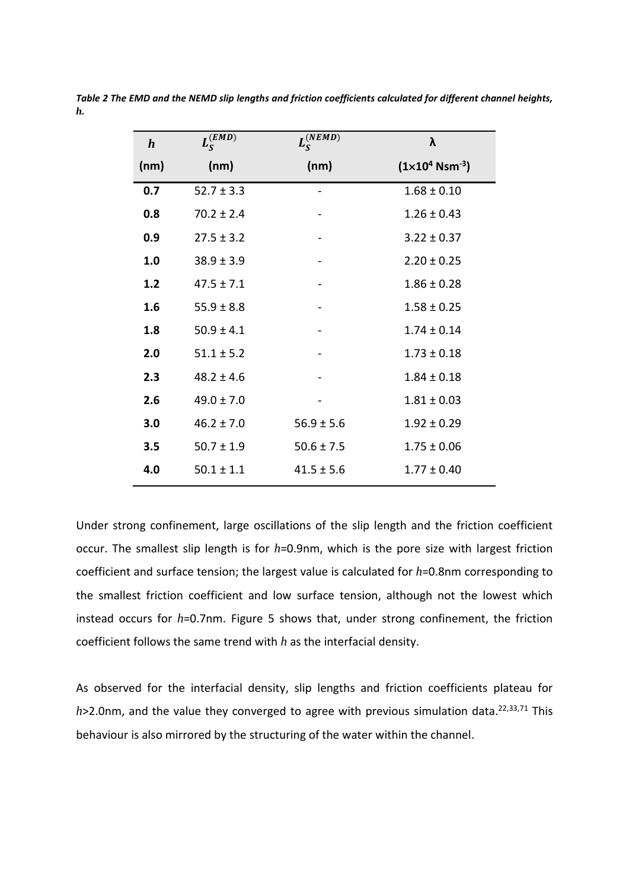*Table 2 The EMD and the NEMD slip lengths and friction coefficients calculated for different channel heights, h.*

| $h$ (nm) | $L_S^{(EMD)}$ (nm) | $L_S^{(NEMD)}$ (nm) | λ ($1\times10^4$ Nsm$^{-3}$) |
|---|---|---|---|
| **0.7** | 52.7 ± 3.3 | - | 1.68 ± 0.10 |
| **0.8** | 70.2 ± 2.4 | - | 1.26 ± 0.43 |
| **0.9** | 27.5 ± 3.2 | - | 3.22 ± 0.37 |
| **1.0** | 38.9 ± 3.9 | - | 2.20 ± 0.25 |
| **1.2** | 47.5 ± 7.1 | - | 1.86 ± 0.28 |
| **1.6** | 55.9 ± 8.8 | - | 1.58 ± 0.25 |
| **1.8** | 50.9 ± 4.1 | - | 1.74 ± 0.14 |
| **2.0** | 51.1 ± 5.2 | - | 1.73 ± 0.18 |
| **2.3** | 48.2 ± 4.6 | - | 1.84 ± 0.18 |
| **2.6** | 49.0 ± 7.0 | - | 1.81 ± 0.03 |
| **3.0** | 46.2 ± 7.0 | 56.9 ± 5.6 | 1.92 ± 0.29 |
| **3.5** | 50.7 ± 1.9 | 50.6 ± 7.5 | 1.75 ± 0.06 |
| **4.0** | 50.1 ± 1.1 | 41.5 ± 5.6 | 1.77 ± 0.40 |

Under strong confinement, large oscillations of the slip length and the friction coefficient occur. The smallest slip length is for $h$=0.9nm, which is the pore size with largest friction coefficient and surface tension; the largest value is calculated for $h$=0.8nm corresponding to the smallest friction coefficient and low surface tension, although not the lowest which instead occurs for $h$=0.7nm. Figure 5 shows that, under strong confinement, the friction coefficient follows the same trend with $h$ as the interfacial density.

As observed for the interfacial density, slip lengths and friction coefficients plateau for $h$>2.0nm, and the value they converged to agree with previous simulation data.[22,33,71] This behaviour is also mirrored by the structuring of the water within the channel.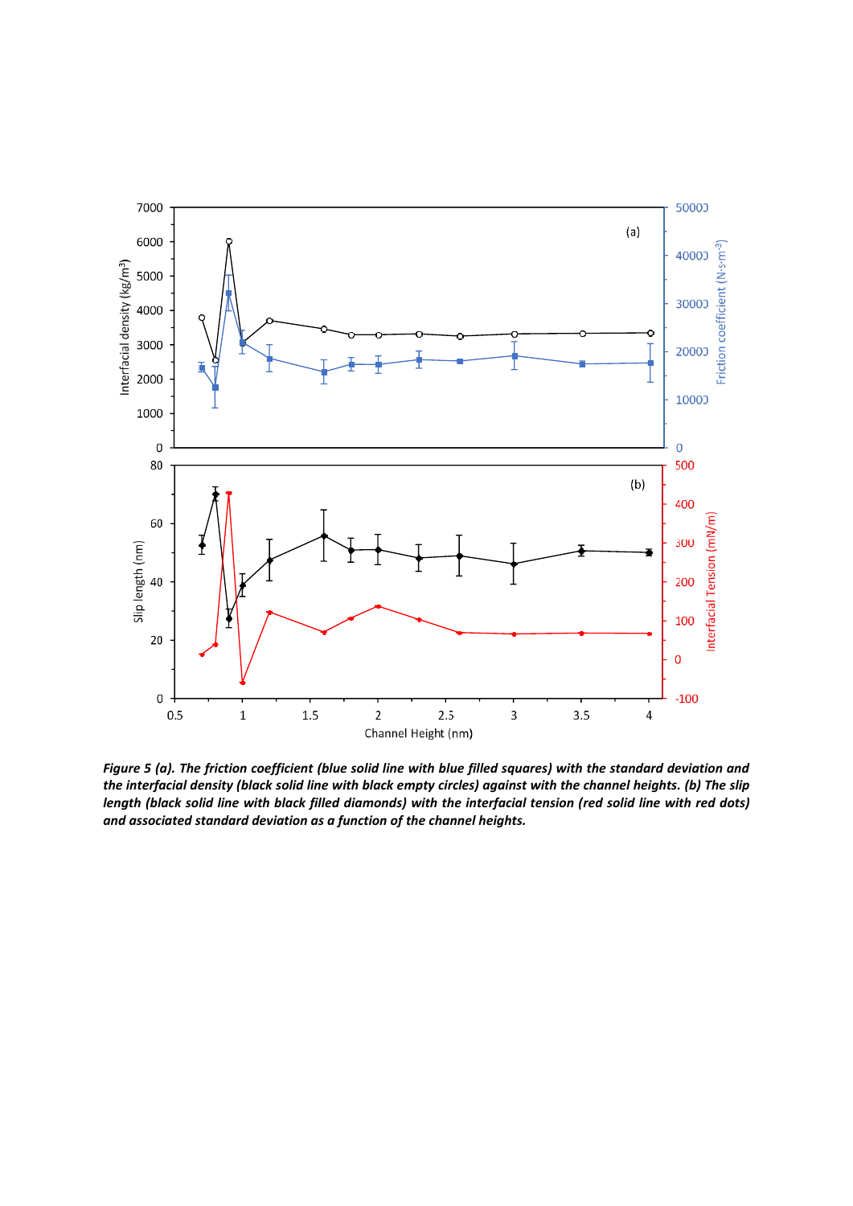***Figure 5 (a). The friction coefficient (blue solid line with blue filled squares) with the standard deviation and the interfacial density (black solid line with black empty circles) against with the channel heights. (b) The slip length (black solid line with black filled diamonds) with the interfacial tension (red solid line with red dots) and associated standard deviation as a function of the channel heights.***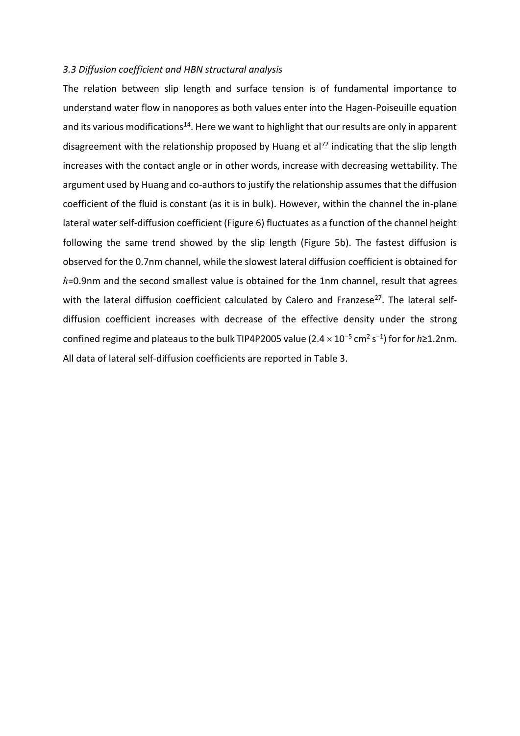### *3.3 Diffusion coefficient and HBN structural analysis*

The relation between slip length and surface tension is of fundamental importance to understand water flow in nanopores as both values enter into the Hagen-Poiseuille equation and its various modifications[14]. Here we want to highlight that our results are only in apparent disagreement with the relationship proposed by Huang et al[72] indicating that the slip length increases with the contact angle or in other words, increase with decreasing wettability. The argument used by Huang and co-authors to justify the relationship assumes that the diffusion coefficient of the fluid is constant (as it is in bulk). However, within the channel the in-plane lateral water self-diffusion coefficient (Figure 6) fluctuates as a function of the channel height following the same trend showed by the slip length (Figure 5b). The fastest diffusion is observed for the 0.7nm channel, while the slowest lateral diffusion coefficient is obtained for $h$=0.9nm and the second smallest value is obtained for the 1nm channel, result that agrees with the lateral diffusion coefficient calculated by Calero and Franzese[27]. The lateral self-diffusion coefficient increases with decrease of the effective density under the strong confined regime and plateaus to the bulk TIP4P2005 value ($2.4 \times 10^{-5}$ cm$^2$ s$^{-1}$) for for $h$≥1.2nm. All data of lateral self-diffusion coefficients are reported in Table 3.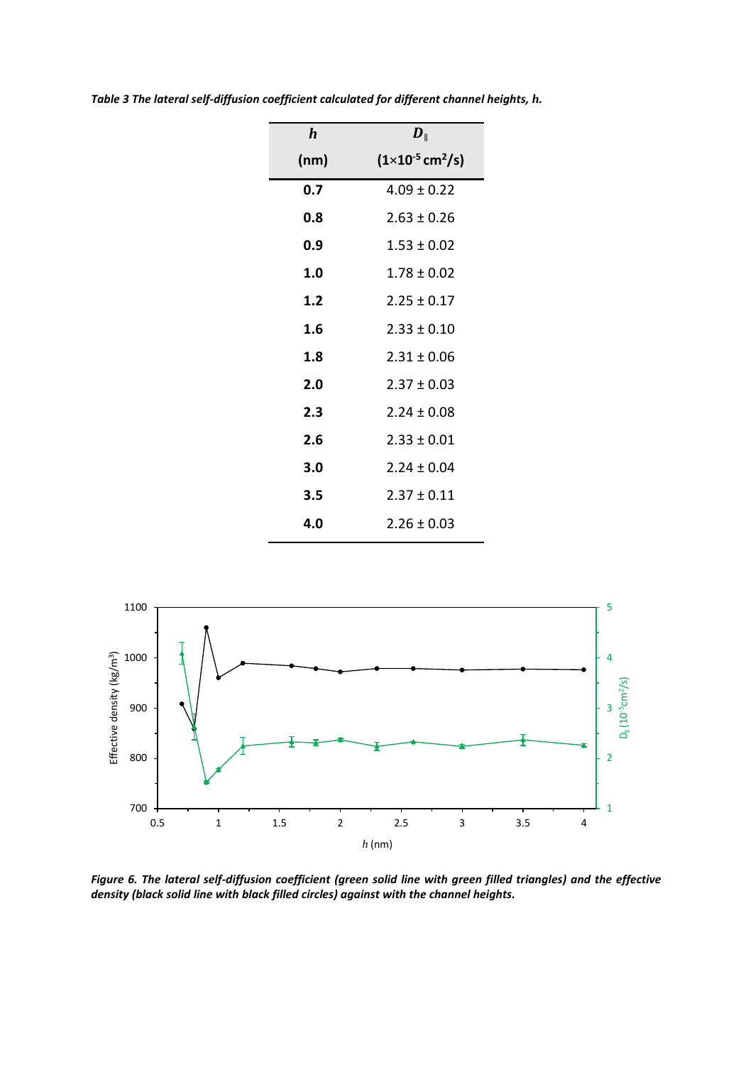*Table 3 The lateral self-diffusion coefficient calculated for different channel heights, h.*

| **h** (nm) | $D_\parallel$ ($1\times10^{-5}$ cm$^2$/s) |
|---|---|
| **0.7** | 4.09 ± 0.22 |
| **0.8** | 2.63 ± 0.26 |
| **0.9** | 1.53 ± 0.02 |
| **1.0** | 1.78 ± 0.02 |
| **1.2** | 2.25 ± 0.17 |
| **1.6** | 2.33 ± 0.10 |
| **1.8** | 2.31 ± 0.06 |
| **2.0** | 2.37 ± 0.03 |
| **2.3** | 2.24 ± 0.08 |
| **2.6** | 2.33 ± 0.01 |
| **3.0** | 2.24 ± 0.04 |
| **3.5** | 2.37 ± 0.11 |
| **4.0** | 2.26 ± 0.03 |

***Figure 6. The lateral self-diffusion coefficient (green solid line with green filled triangles) and the effective density (black solid line with black filled circles) against with the channel heights.***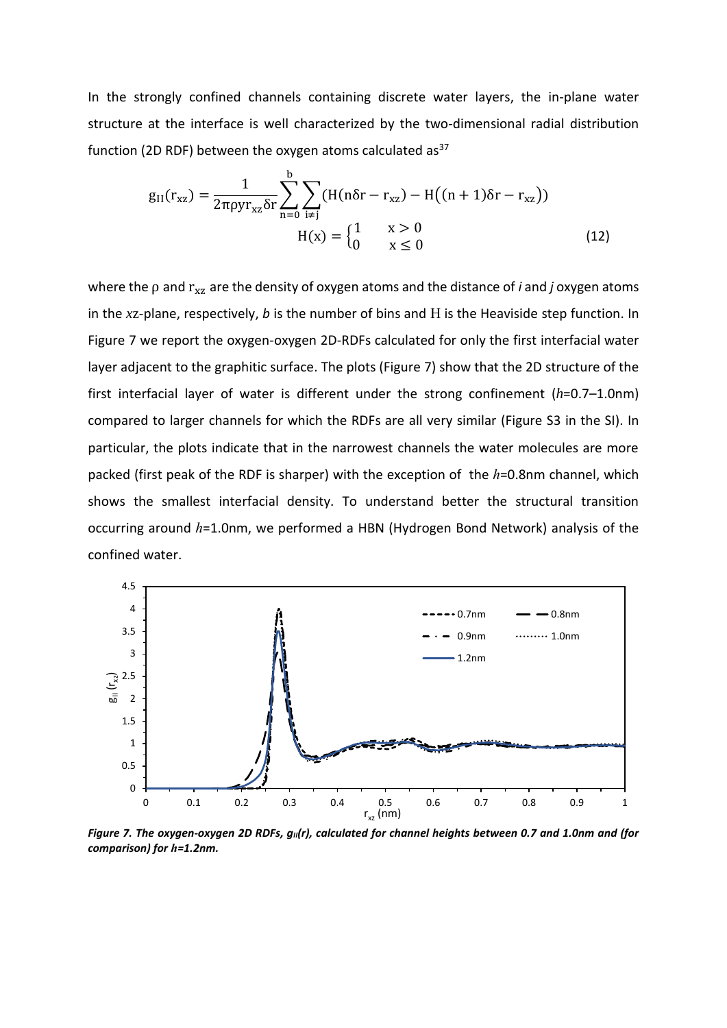In the strongly confined channels containing discrete water layers, the in-plane water structure at the interface is well characterized by the two-dimensional radial distribution function (2D RDF) between the oxygen atoms calculated as[37]

$$g_{II}(r_{xz}) = \frac{1}{2\pi\rho y r_{xz}\delta r}\sum_{n=0}^{b}\sum_{i\neq j}\left(H(n\delta r - r_{xz}) - H\left((n+1)\delta r - r_{xz}\right)\right)$$

$$H(x) = \begin{cases} 1 & x > 0 \\ 0 & x \leq 0 \end{cases} \tag{12}$$

where the $\rho$ and $r_{xz}$ are the density of oxygen atoms and the distance of *i* and *j* oxygen atoms in the *x*z-plane, respectively, *b* is the number of bins and H is the Heaviside step function. In Figure 7 we report the oxygen-oxygen 2D-RDFs calculated for only the first interfacial water layer adjacent to the graphitic surface. The plots (Figure 7) show that the 2D structure of the first interfacial layer of water is different under the strong confinement ($h$=0.7–1.0nm) compared to larger channels for which the RDFs are all very similar (Figure S3 in the SI). In particular, the plots indicate that in the narrowest channels the water molecules are more packed (first peak of the RDF is sharper) with the exception of the $h$=0.8nm channel, which shows the smallest interfacial density. To understand better the structural transition occurring around $h$=1.0nm, we performed a HBN (Hydrogen Bond Network) analysis of the confined water.

***Figure 7. The oxygen-oxygen 2D RDFs, $g_{II}(r)$, calculated for channel heights between 0.7 and 1.0nm and (for comparison) for h=1.2nm.***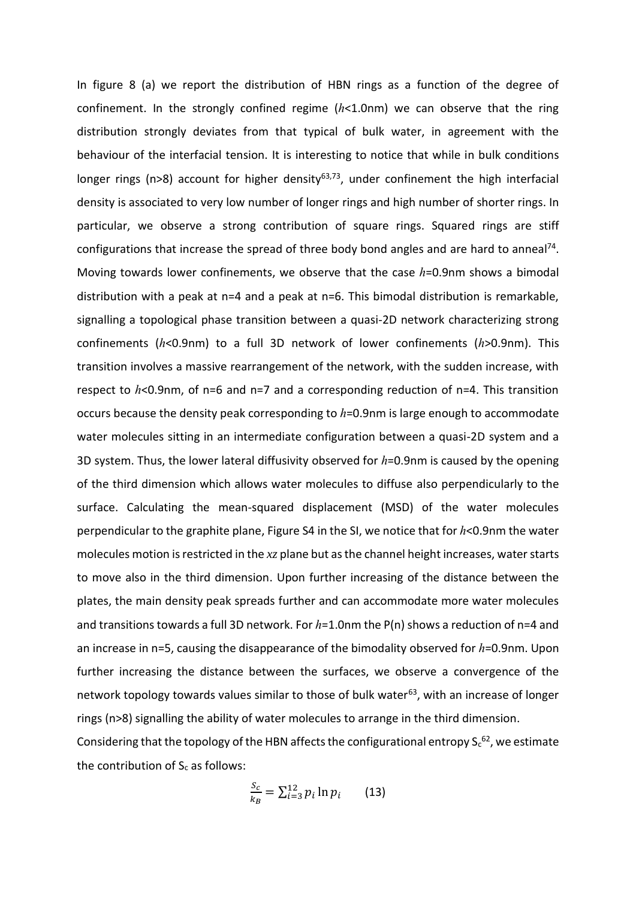In figure 8 (a) we report the distribution of HBN rings as a function of the degree of confinement. In the strongly confined regime ($h$<1.0nm) we can observe that the ring distribution strongly deviates from that typical of bulk water, in agreement with the behaviour of the interfacial tension. It is interesting to notice that while in bulk conditions longer rings (n>8) account for higher density[63,73], under confinement the high interfacial density is associated to very low number of longer rings and high number of shorter rings. In particular, we observe a strong contribution of square rings. Squared rings are stiff configurations that increase the spread of three body bond angles and are hard to anneal[74]. Moving towards lower confinements, we observe that the case $h$=0.9nm shows a bimodal distribution with a peak at n=4 and a peak at n=6. This bimodal distribution is remarkable, signalling a topological phase transition between a quasi-2D network characterizing strong confinements ($h$<0.9nm) to a full 3D network of lower confinements ($h$>0.9nm). This transition involves a massive rearrangement of the network, with the sudden increase, with respect to $h$<0.9nm, of n=6 and n=7 and a corresponding reduction of n=4. This transition occurs because the density peak corresponding to $h$=0.9nm is large enough to accommodate water molecules sitting in an intermediate configuration between a quasi-2D system and a 3D system. Thus, the lower lateral diffusivity observed for $h$=0.9nm is caused by the opening of the third dimension which allows water molecules to diffuse also perpendicularly to the surface. Calculating the mean-squared displacement (MSD) of the water molecules perpendicular to the graphite plane, Figure S4 in the SI, we notice that for $h$<0.9nm the water molecules motion is restricted in the $xz$ plane but as the channel height increases, water starts to move also in the third dimension. Upon further increasing of the distance between the plates, the main density peak spreads further and can accommodate more water molecules and transitions towards a full 3D network. For $h$=1.0nm the P(n) shows a reduction of n=4 and an increase in n=5, causing the disappearance of the bimodality observed for $h$=0.9nm. Upon further increasing the distance between the surfaces, we observe a convergence of the network topology towards values similar to those of bulk water[63], with an increase of longer rings (n>8) signalling the ability of water molecules to arrange in the third dimension.

Considering that the topology of the HBN affects the configurational entropy $S_c$[62], we estimate the contribution of $S_c$ as follows:

$$\frac{S_c}{k_B} = \sum_{i=3}^{12} p_i \ln p_i \qquad (13)$$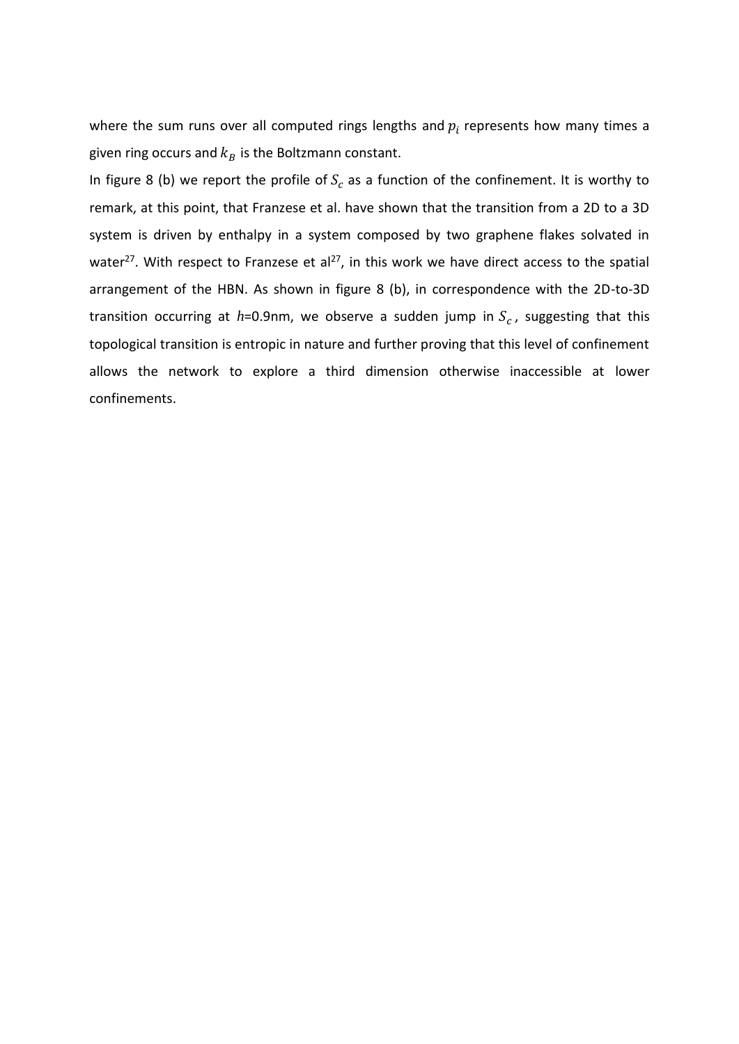where the sum runs over all computed rings lengths and $p_i$ represents how many times a given ring occurs and $k_B$ is the Boltzmann constant.

In figure 8 (b) we report the profile of $S_c$ as a function of the confinement. It is worthy to remark, at this point, that Franzese et al. have shown that the transition from a 2D to a 3D system is driven by enthalpy in a system composed by two graphene flakes solvated in water[27]. With respect to Franzese et al[27], in this work we have direct access to the spatial arrangement of the HBN. As shown in figure 8 (b), in correspondence with the 2D-to-3D transition occurring at $h$=0.9nm, we observe a sudden jump in $S_c$, suggesting that this topological transition is entropic in nature and further proving that this level of confinement allows the network to explore a third dimension otherwise inaccessible at lower confinements.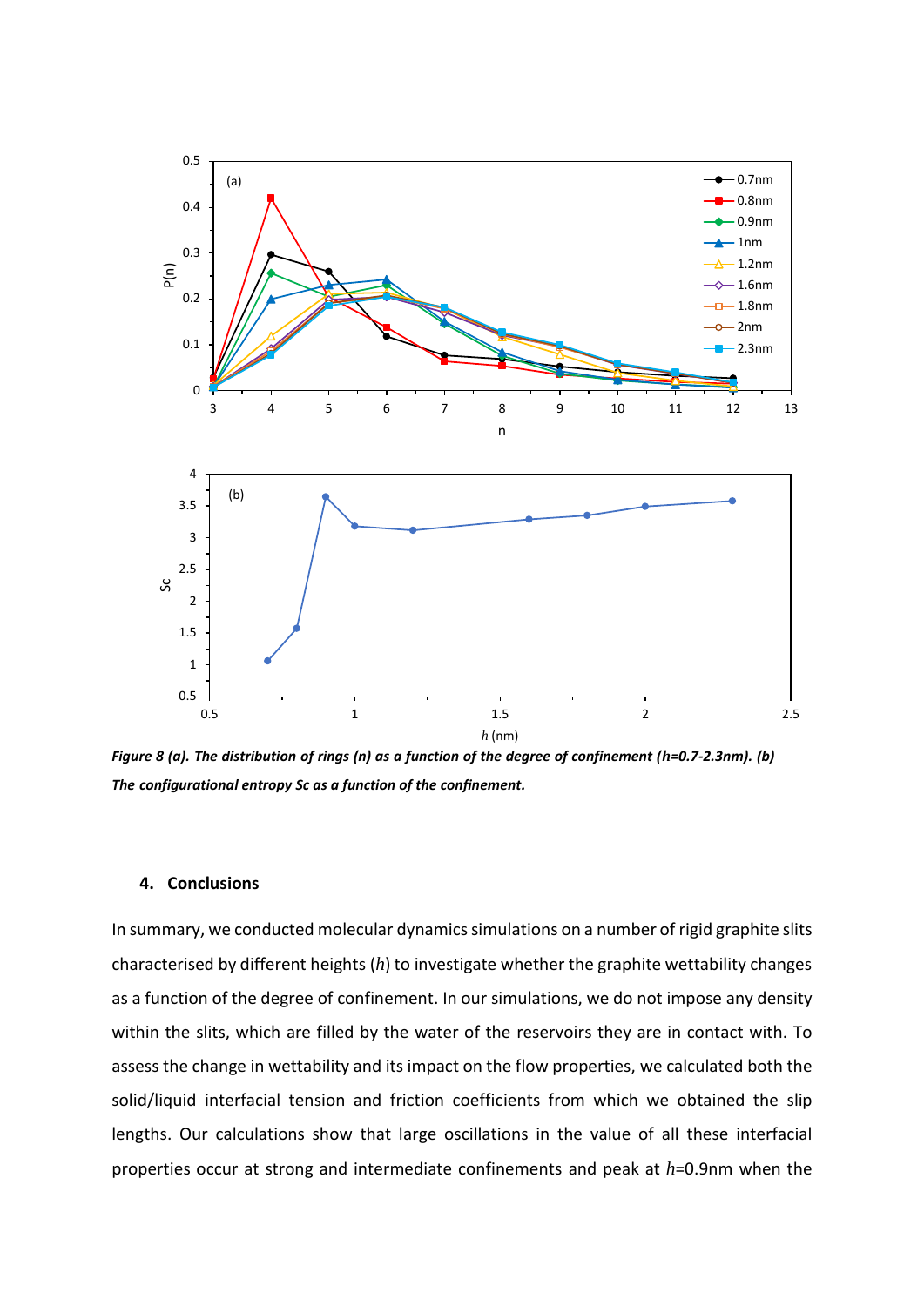***Figure 8 (a). The distribution of rings (n) as a function of the degree of confinement (h=0.7-2.3nm). (b) The configurational entropy Sc as a function of the confinement.***

## 4. Conclusions

In summary, we conducted molecular dynamics simulations on a number of rigid graphite slits characterised by different heights ($h$) to investigate whether the graphite wettability changes as a function of the degree of confinement. In our simulations, we do not impose any density within the slits, which are filled by the water of the reservoirs they are in contact with. To assess the change in wettability and its impact on the flow properties, we calculated both the solid/liquid interfacial tension and friction coefficients from which we obtained the slip lengths. Our calculations show that large oscillations in the value of all these interfacial properties occur at strong and intermediate confinements and peak at $h$=0.9nm when the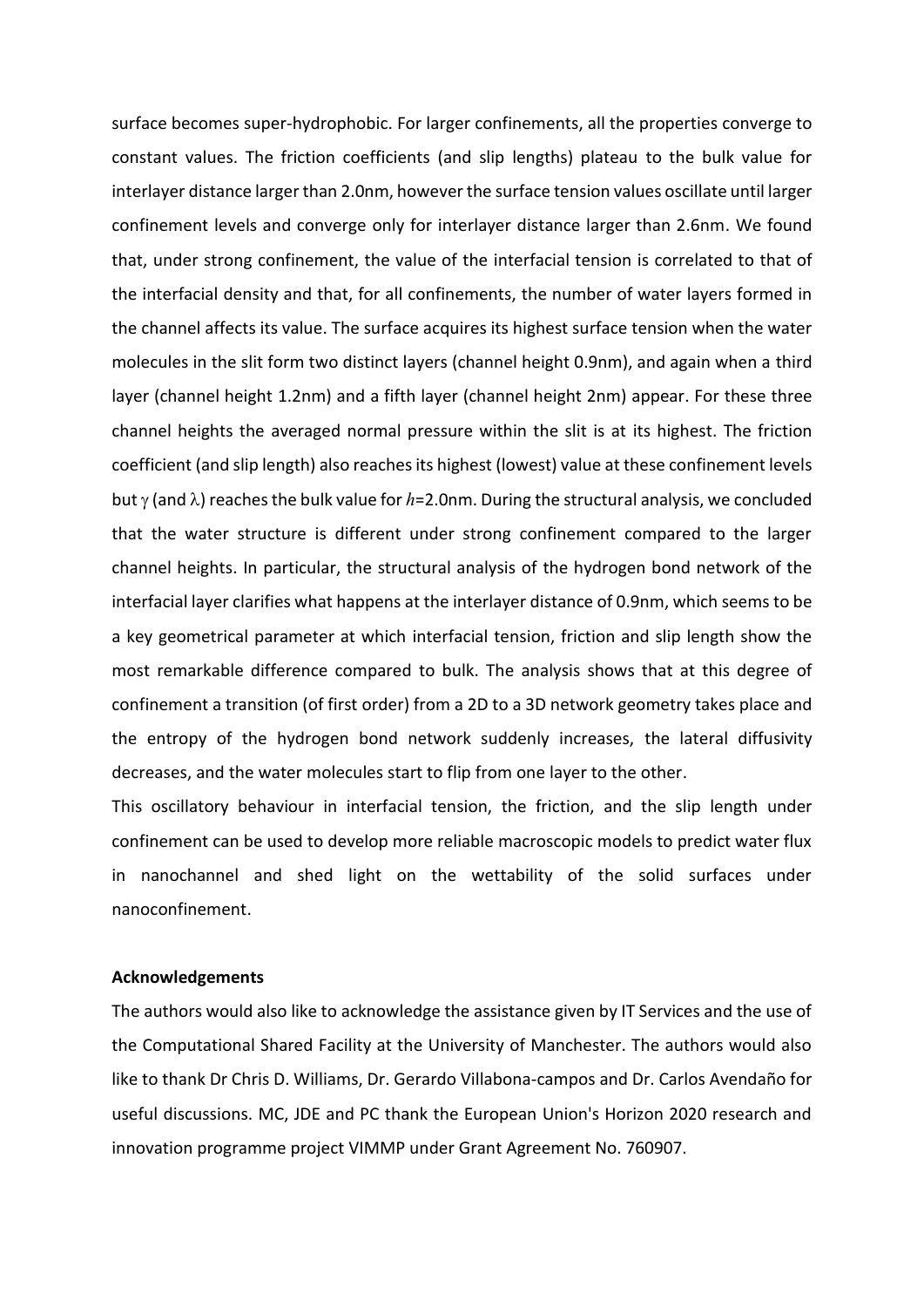surface becomes super-hydrophobic. For larger confinements, all the properties converge to constant values. The friction coefficients (and slip lengths) plateau to the bulk value for interlayer distance larger than 2.0nm, however the surface tension values oscillate until larger confinement levels and converge only for interlayer distance larger than 2.6nm. We found that, under strong confinement, the value of the interfacial tension is correlated to that of the interfacial density and that, for all confinements, the number of water layers formed in the channel affects its value. The surface acquires its highest surface tension when the water molecules in the slit form two distinct layers (channel height 0.9nm), and again when a third layer (channel height 1.2nm) and a fifth layer (channel height 2nm) appear. For these three channel heights the averaged normal pressure within the slit is at its highest. The friction coefficient (and slip length) also reaches its highest (lowest) value at these confinement levels but $\gamma$ (and $\lambda$) reaches the bulk value for $h$=2.0nm. During the structural analysis, we concluded that the water structure is different under strong confinement compared to the larger channel heights. In particular, the structural analysis of the hydrogen bond network of the interfacial layer clarifies what happens at the interlayer distance of 0.9nm, which seems to be a key geometrical parameter at which interfacial tension, friction and slip length show the most remarkable difference compared to bulk. The analysis shows that at this degree of confinement a transition (of first order) from a 2D to a 3D network geometry takes place and the entropy of the hydrogen bond network suddenly increases, the lateral diffusivity decreases, and the water molecules start to flip from one layer to the other.

This oscillatory behaviour in interfacial tension, the friction, and the slip length under confinement can be used to develop more reliable macroscopic models to predict water flux in nanochannel and shed light on the wettability of the solid surfaces under nanoconfinement.

**Acknowledgements**

The authors would also like to acknowledge the assistance given by IT Services and the use of the Computational Shared Facility at the University of Manchester. The authors would also like to thank Dr Chris D. Williams, Dr. Gerardo Villabona-campos and Dr. Carlos Avendaño for useful discussions. MC, JDE and PC thank the European Union's Horizon 2020 research and innovation programme project VIMMP under Grant Agreement No. 760907.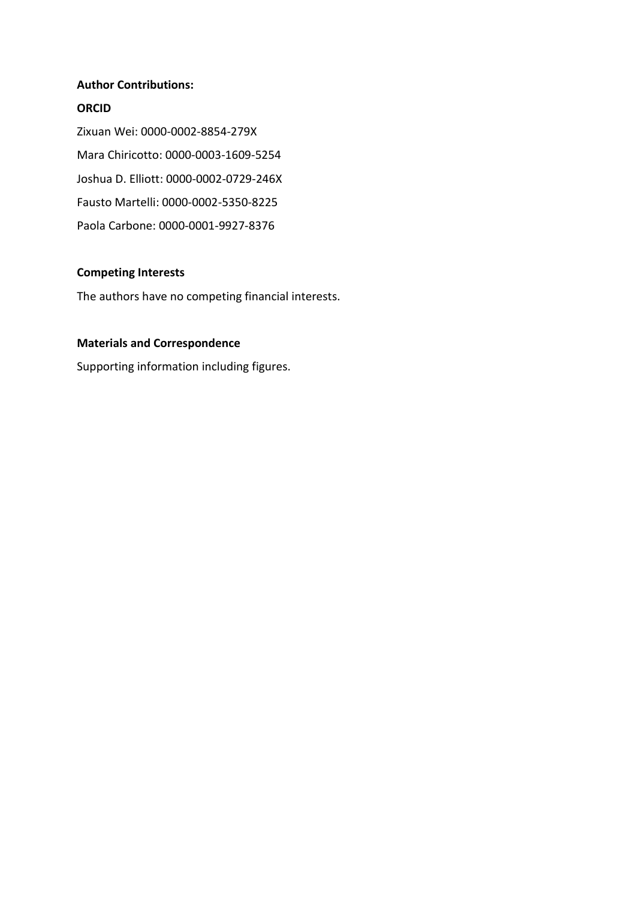**Author Contributions:**

**ORCID**

Zixuan Wei: 0000-0002-8854-279X

Mara Chiricotto: 0000-0003-1609-5254

Joshua D. Elliott: 0000-0002-0729-246X

Fausto Martelli: 0000-0002-5350-8225

Paola Carbone: 0000-0001-9927-8376

**Competing Interests**

The authors have no competing financial interests.

**Materials and Correspondence**

Supporting information including figures.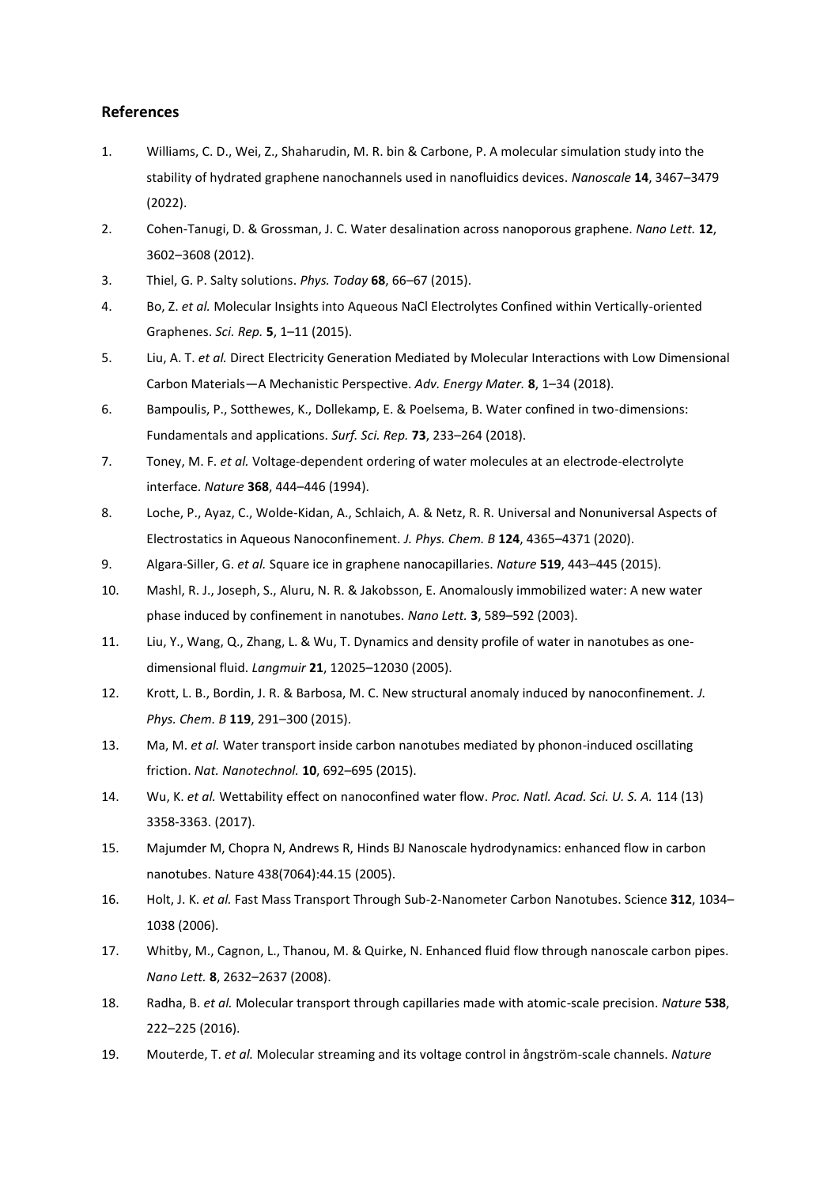## References

1. Williams, C. D., Wei, Z., Shaharudin, M. R. bin & Carbone, P. A molecular simulation study into the stability of hydrated graphene nanochannels used in nanofluidics devices. *Nanoscale* **14**, 3467–3479 (2022).
2. Cohen-Tanugi, D. & Grossman, J. C. Water desalination across nanoporous graphene. *Nano Lett.* **12**, 3602–3608 (2012).
3. Thiel, G. P. Salty solutions. *Phys. Today* **68**, 66–67 (2015).
4. Bo, Z. *et al.* Molecular Insights into Aqueous NaCl Electrolytes Confined within Vertically-oriented Graphenes. *Sci. Rep.* **5**, 1–11 (2015).
5. Liu, A. T. *et al.* Direct Electricity Generation Mediated by Molecular Interactions with Low Dimensional Carbon Materials—A Mechanistic Perspective. *Adv. Energy Mater.* **8**, 1–34 (2018).
6. Bampoulis, P., Sotthewes, K., Dollekamp, E. & Poelsema, B. Water confined in two-dimensions: Fundamentals and applications. *Surf. Sci. Rep.* **73**, 233–264 (2018).
7. Toney, M. F. *et al.* Voltage-dependent ordering of water molecules at an electrode-electrolyte interface. *Nature* **368**, 444–446 (1994).
8. Loche, P., Ayaz, C., Wolde-Kidan, A., Schlaich, A. & Netz, R. R. Universal and Nonuniversal Aspects of Electrostatics in Aqueous Nanoconfinement. *J. Phys. Chem. B* **124**, 4365–4371 (2020).
9. Algara-Siller, G. *et al.* Square ice in graphene nanocapillaries. *Nature* **519**, 443–445 (2015).
10. Mashl, R. J., Joseph, S., Aluru, N. R. & Jakobsson, E. Anomalously immobilized water: A new water phase induced by confinement in nanotubes. *Nano Lett.* **3**, 589–592 (2003).
11. Liu, Y., Wang, Q., Zhang, L. & Wu, T. Dynamics and density profile of water in nanotubes as one-dimensional fluid. *Langmuir* **21**, 12025–12030 (2005).
12. Krott, L. B., Bordin, J. R. & Barbosa, M. C. New structural anomaly induced by nanoconfinement. *J. Phys. Chem. B* **119**, 291–300 (2015).
13. Ma, M. *et al.* Water transport inside carbon nanotubes mediated by phonon-induced oscillating friction. *Nat. Nanotechnol.* **10**, 692–695 (2015).
14. Wu, K. *et al.* Wettability effect on nanoconfined water flow. *Proc. Natl. Acad. Sci. U. S. A.* 114 (13) 3358-3363. (2017).
15. Majumder M, Chopra N, Andrews R, Hinds BJ Nanoscale hydrodynamics: enhanced flow in carbon nanotubes. Nature 438(7064):44.15 (2005).
16. Holt, J. K. *et al.* Fast Mass Transport Through Sub-2-Nanometer Carbon Nanotubes. Science **312**, 1034–1038 (2006).
17. Whitby, M., Cagnon, L., Thanou, M. & Quirke, N. Enhanced fluid flow through nanoscale carbon pipes. *Nano Lett.* **8**, 2632–2637 (2008).
18. Radha, B. *et al.* Molecular transport through capillaries made with atomic-scale precision. *Nature* **538**, 222–225 (2016).
19. Mouterde, T. *et al.* Molecular streaming and its voltage control in ångström-scale channels. *Nature*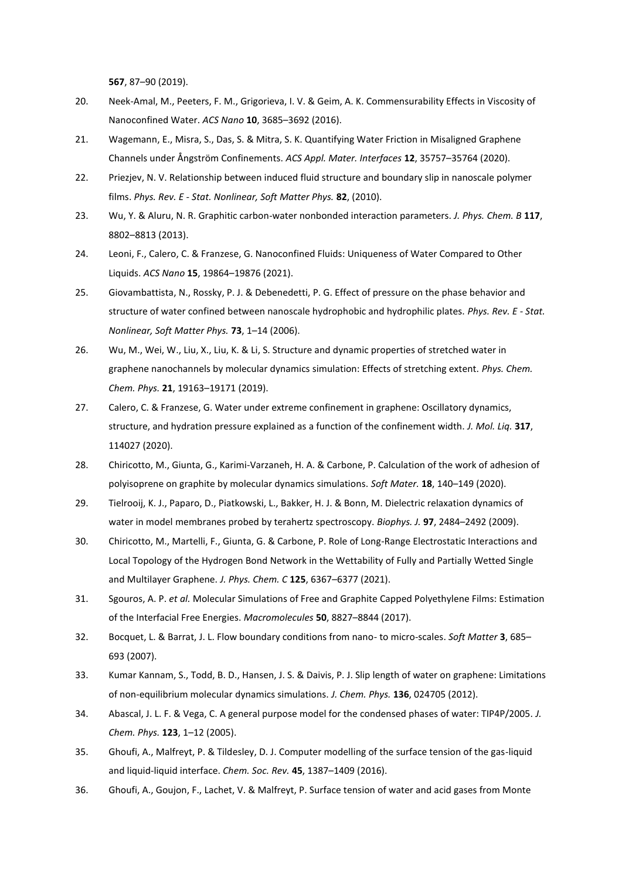**567**, 87–90 (2019).

20. Neek-Amal, M., Peeters, F. M., Grigorieva, I. V. & Geim, A. K. Commensurability Effects in Viscosity of Nanoconfined Water. *ACS Nano* **10**, 3685–3692 (2016).
21. Wagemann, E., Misra, S., Das, S. & Mitra, S. K. Quantifying Water Friction in Misaligned Graphene Channels under Ångström Confinements. *ACS Appl. Mater. Interfaces* **12**, 35757–35764 (2020).
22. Priezjev, N. V. Relationship between induced fluid structure and boundary slip in nanoscale polymer films. *Phys. Rev. E - Stat. Nonlinear, Soft Matter Phys.* **82**, (2010).
23. Wu, Y. & Aluru, N. R. Graphitic carbon-water nonbonded interaction parameters. *J. Phys. Chem. B* **117**, 8802–8813 (2013).
24. Leoni, F., Calero, C. & Franzese, G. Nanoconfined Fluids: Uniqueness of Water Compared to Other Liquids. *ACS Nano* **15**, 19864–19876 (2021).
25. Giovambattista, N., Rossky, P. J. & Debenedetti, P. G. Effect of pressure on the phase behavior and structure of water confined between nanoscale hydrophobic and hydrophilic plates. *Phys. Rev. E - Stat. Nonlinear, Soft Matter Phys.* **73**, 1–14 (2006).
26. Wu, M., Wei, W., Liu, X., Liu, K. & Li, S. Structure and dynamic properties of stretched water in graphene nanochannels by molecular dynamics simulation: Effects of stretching extent. *Phys. Chem. Chem. Phys.* **21**, 19163–19171 (2019).
27. Calero, C. & Franzese, G. Water under extreme confinement in graphene: Oscillatory dynamics, structure, and hydration pressure explained as a function of the confinement width. *J. Mol. Liq.* **317**, 114027 (2020).
28. Chiricotto, M., Giunta, G., Karimi-Varzaneh, H. A. & Carbone, P. Calculation of the work of adhesion of polyisoprene on graphite by molecular dynamics simulations. *Soft Mater.* **18**, 140–149 (2020).
29. Tielrooij, K. J., Paparo, D., Piatkowski, L., Bakker, H. J. & Bonn, M. Dielectric relaxation dynamics of water in model membranes probed by terahertz spectroscopy. *Biophys. J.* **97**, 2484–2492 (2009).
30. Chiricotto, M., Martelli, F., Giunta, G. & Carbone, P. Role of Long-Range Electrostatic Interactions and Local Topology of the Hydrogen Bond Network in the Wettability of Fully and Partially Wetted Single and Multilayer Graphene. *J. Phys. Chem. C* **125**, 6367–6377 (2021).
31. Sgouros, A. P. *et al.* Molecular Simulations of Free and Graphite Capped Polyethylene Films: Estimation of the Interfacial Free Energies. *Macromolecules* **50**, 8827–8844 (2017).
32. Bocquet, L. & Barrat, J. L. Flow boundary conditions from nano- to micro-scales. *Soft Matter* **3**, 685–693 (2007).
33. Kumar Kannam, S., Todd, B. D., Hansen, J. S. & Daivis, P. J. Slip length of water on graphene: Limitations of non-equilibrium molecular dynamics simulations. *J. Chem. Phys.* **136**, 024705 (2012).
34. Abascal, J. L. F. & Vega, C. A general purpose model for the condensed phases of water: TIP4P/2005. *J. Chem. Phys.* **123**, 1–12 (2005).
35. Ghoufi, A., Malfreyt, P. & Tildesley, D. J. Computer modelling of the surface tension of the gas-liquid and liquid-liquid interface. *Chem. Soc. Rev.* **45**, 1387–1409 (2016).
36. Ghoufi, A., Goujon, F., Lachet, V. & Malfreyt, P. Surface tension of water and acid gases from Monte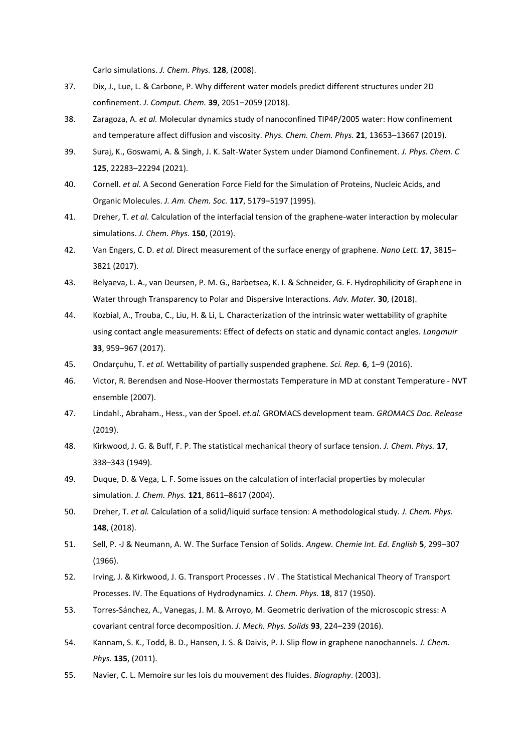Carlo simulations. *J. Chem. Phys.* **128**, (2008).

37. Dix, J., Lue, L. & Carbone, P. Why different water models predict different structures under 2D confinement. *J. Comput. Chem.* **39**, 2051–2059 (2018).
38. Zaragoza, A. *et al.* Molecular dynamics study of nanoconfined TIP4P/2005 water: How confinement and temperature affect diffusion and viscosity. *Phys. Chem. Chem. Phys.* **21**, 13653–13667 (2019).
39. Suraj, K., Goswami, A. & Singh, J. K. Salt-Water System under Diamond Confinement. *J. Phys. Chem. C* **125**, 22283–22294 (2021).
40. Cornell. *et al.* A Second Generation Force Field for the Simulation of Proteins, Nucleic Acids, and Organic Molecules. *J. Am. Chem. Soc.* **117**, 5179–5197 (1995).
41. Dreher, T. *et al.* Calculation of the interfacial tension of the graphene-water interaction by molecular simulations. *J. Chem. Phys.* **150**, (2019).
42. Van Engers, C. D. *et al.* Direct measurement of the surface energy of graphene. *Nano Lett.* **17**, 3815–3821 (2017).
43. Belyaeva, L. A., van Deursen, P. M. G., Barbetsea, K. I. & Schneider, G. F. Hydrophilicity of Graphene in Water through Transparency to Polar and Dispersive Interactions. *Adv. Mater.* **30**, (2018).
44. Kozbial, A., Trouba, C., Liu, H. & Li, L. Characterization of the intrinsic water wettability of graphite using contact angle measurements: Effect of defects on static and dynamic contact angles. *Langmuir* **33**, 959–967 (2017).
45. Ondarçuhu, T. *et al.* Wettability of partially suspended graphene. *Sci. Rep.* **6**, 1–9 (2016).
46. Victor, R. Berendsen and Nose-Hoover thermostats Temperature in MD at constant Temperature - NVT ensemble (2007).
47. Lindahl., Abraham., Hess., van der Spoel. *et.al.* GROMACS development team. *GROMACS Doc. Release* (2019).
48. Kirkwood, J. G. & Buff, F. P. The statistical mechanical theory of surface tension. *J. Chem. Phys.* **17**, 338–343 (1949).
49. Duque, D. & Vega, L. F. Some issues on the calculation of interfacial properties by molecular simulation. *J. Chem. Phys.* **121**, 8611–8617 (2004).
50. Dreher, T. *et al.* Calculation of a solid/liquid surface tension: A methodological study. *J. Chem. Phys.* **148**, (2018).
51. Sell, P. -J & Neumann, A. W. The Surface Tension of Solids. *Angew. Chemie Int. Ed. English* **5**, 299–307 (1966).
52. Irving, J. & Kirkwood, J. G. Transport Processes . IV . The Statistical Mechanical Theory of Transport Processes. IV. The Equations of Hydrodynamics. *J. Chem. Phys.* **18**, 817 (1950).
53. Torres-Sánchez, A., Vanegas, J. M. & Arroyo, M. Geometric derivation of the microscopic stress: A covariant central force decomposition. *J. Mech. Phys. Solids* **93**, 224–239 (2016).
54. Kannam, S. K., Todd, B. D., Hansen, J. S. & Daivis, P. J. Slip flow in graphene nanochannels. *J. Chem. Phys.* **135**, (2011).
55. Navier, C. L. Memoire sur les lois du mouvement des fluides. *Biography*. (2003).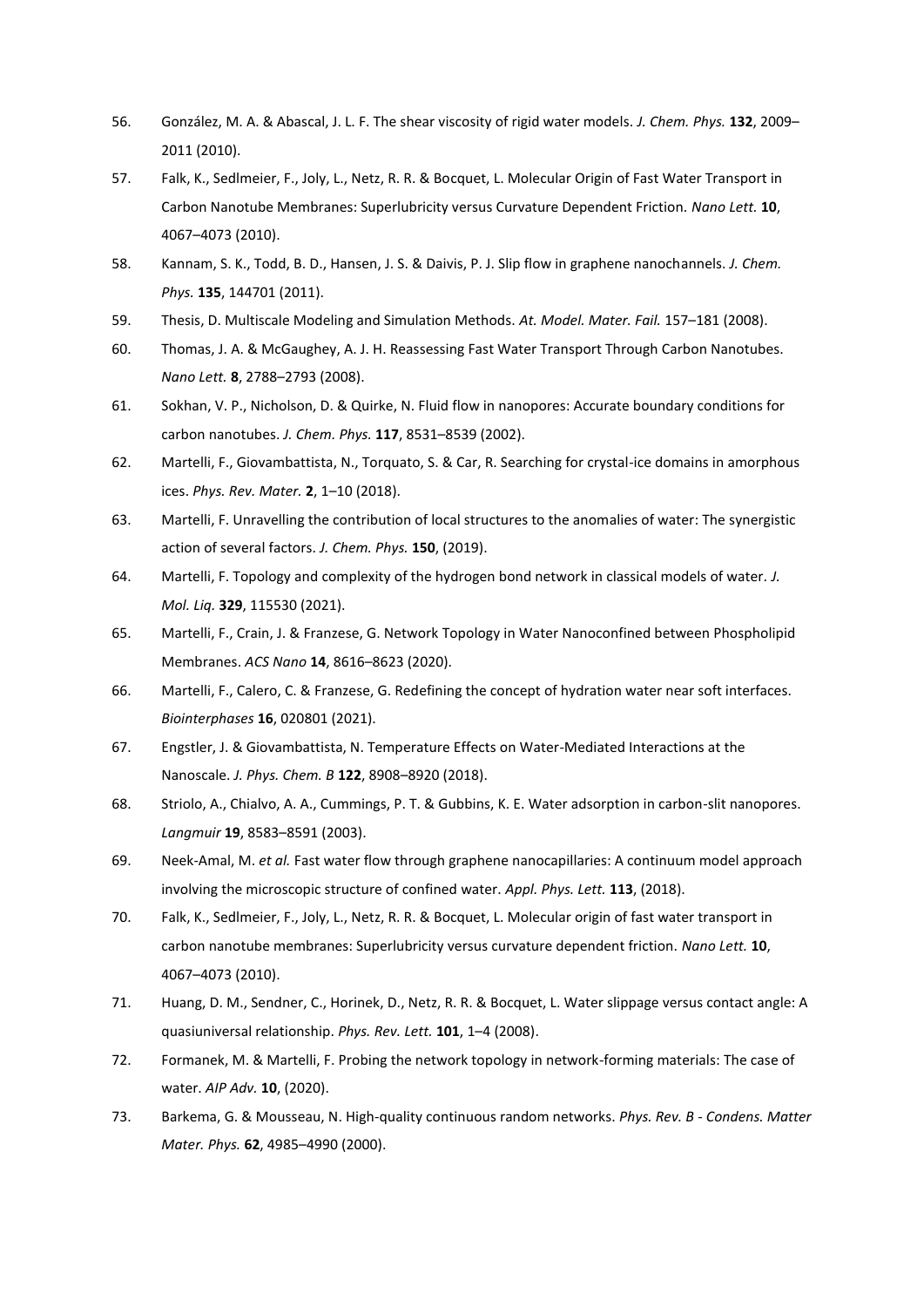56. González, M. A. & Abascal, J. L. F. The shear viscosity of rigid water models. *J. Chem. Phys.* **132**, 2009–2011 (2010).
57. Falk, K., Sedlmeier, F., Joly, L., Netz, R. R. & Bocquet, L. Molecular Origin of Fast Water Transport in Carbon Nanotube Membranes: Superlubricity versus Curvature Dependent Friction. *Nano Lett.* **10**, 4067–4073 (2010).
58. Kannam, S. K., Todd, B. D., Hansen, J. S. & Daivis, P. J. Slip flow in graphene nanochannels. *J. Chem. Phys.* **135**, 144701 (2011).
59. Thesis, D. Multiscale Modeling and Simulation Methods. *At. Model. Mater. Fail.* 157–181 (2008).
60. Thomas, J. A. & McGaughey, A. J. H. Reassessing Fast Water Transport Through Carbon Nanotubes. *Nano Lett.* **8**, 2788–2793 (2008).
61. Sokhan, V. P., Nicholson, D. & Quirke, N. Fluid flow in nanopores: Accurate boundary conditions for carbon nanotubes. *J. Chem. Phys.* **117**, 8531–8539 (2002).
62. Martelli, F., Giovambattista, N., Torquato, S. & Car, R. Searching for crystal-ice domains in amorphous ices. *Phys. Rev. Mater.* **2**, 1–10 (2018).
63. Martelli, F. Unravelling the contribution of local structures to the anomalies of water: The synergistic action of several factors. *J. Chem. Phys.* **150**, (2019).
64. Martelli, F. Topology and complexity of the hydrogen bond network in classical models of water. *J. Mol. Liq.* **329**, 115530 (2021).
65. Martelli, F., Crain, J. & Franzese, G. Network Topology in Water Nanoconfined between Phospholipid Membranes. *ACS Nano* **14**, 8616–8623 (2020).
66. Martelli, F., Calero, C. & Franzese, G. Redefining the concept of hydration water near soft interfaces. *Biointerphases* **16**, 020801 (2021).
67. Engstler, J. & Giovambattista, N. Temperature Effects on Water-Mediated Interactions at the Nanoscale. *J. Phys. Chem. B* **122**, 8908–8920 (2018).
68. Striolo, A., Chialvo, A. A., Cummings, P. T. & Gubbins, K. E. Water adsorption in carbon-slit nanopores. *Langmuir* **19**, 8583–8591 (2003).
69. Neek-Amal, M. *et al.* Fast water flow through graphene nanocapillaries: A continuum model approach involving the microscopic structure of confined water. *Appl. Phys. Lett.* **113**, (2018).
70. Falk, K., Sedlmeier, F., Joly, L., Netz, R. R. & Bocquet, L. Molecular origin of fast water transport in carbon nanotube membranes: Superlubricity versus curvature dependent friction. *Nano Lett.* **10**, 4067–4073 (2010).
71. Huang, D. M., Sendner, C., Horinek, D., Netz, R. R. & Bocquet, L. Water slippage versus contact angle: A quasiuniversal relationship. *Phys. Rev. Lett.* **101**, 1–4 (2008).
72. Formanek, M. & Martelli, F. Probing the network topology in network-forming materials: The case of water. *AIP Adv.* **10**, (2020).
73. Barkema, G. & Mousseau, N. High-quality continuous random networks. *Phys. Rev. B - Condens. Matter Mater. Phys.* **62**, 4985–4990 (2000).